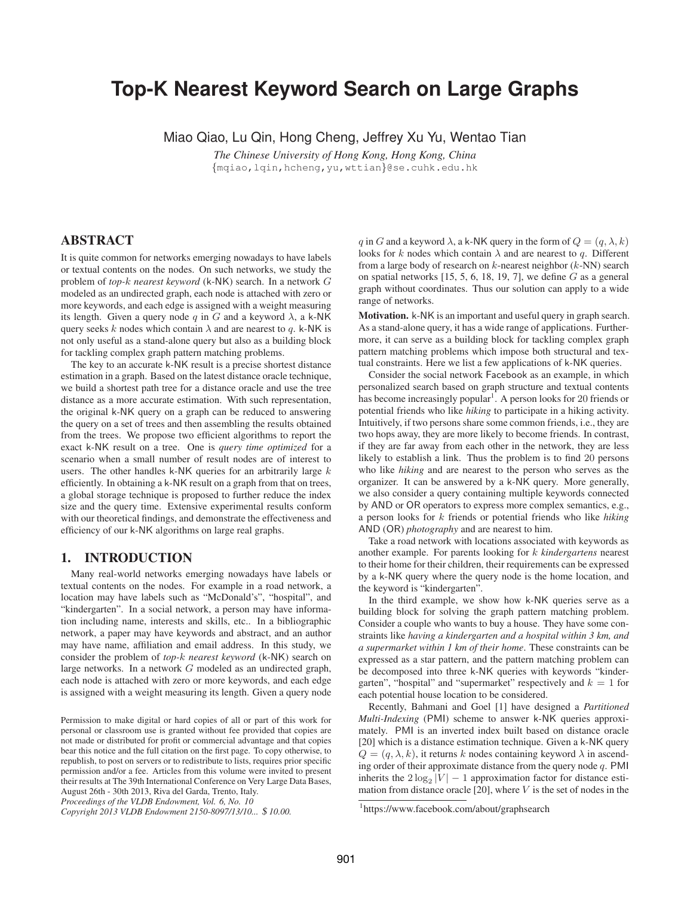# Top-K Nearest Keyword Search on Large Graphs

Miao Qiao, Lu Qin, Hong Cheng, Jeffrey Xu Yu, Wentao Tian

*The Chinese University of Hong Kong, Hong Kong, China*
{mqiao,lqin,hcheng,yu,wttian}@se.cuhk.edu.hk

## ABSTRACT

It is quite common for networks emerging nowadays to have labels or textual contents on the nodes. On such networks, we study the problem of *top-k nearest keyword* (k-NK) search. In a network $G$ modeled as an undirected graph, each node is attached with zero or more keywords, and each edge is assigned with a weight measuring its length. Given a query node $q$ in $G$ and a keyword $\lambda$, a k-NK query seeks $k$ nodes which contain $\lambda$ and are nearest to $q$. k-NK is not only useful as a stand-alone query but also as a building block for tackling complex graph pattern matching problems.

The key to an accurate k-NK result is a precise shortest distance estimation in a graph. Based on the latest distance oracle technique, we build a shortest path tree for a distance oracle and use the tree distance as a more accurate estimation. With such representation, the original k-NK query on a graph can be reduced to answering the query on a set of trees and then assembling the results obtained from the trees. We propose two efficient algorithms to report the exact k-NK result on a tree. One is *query time optimized* for a scenario when a small number of result nodes are of interest to users. The other handles k-NK queries for an arbitrarily large $k$ efficiently. In obtaining a k-NK result on a graph from that on trees, a global storage technique is proposed to further reduce the index size and the query time. Extensive experimental results conform with our theoretical findings, and demonstrate the effectiveness and efficiency of our k-NK algorithms on large real graphs.

## 1. INTRODUCTION

Many real-world networks emerging nowadays have labels or textual contents on the nodes. For example in a road network, a location may have labels such as "McDonald's", "hospital", and "kindergarten". In a social network, a person may have information including name, interests and skills, etc.. In a bibliographic network, a paper may have keywords and abstract, and an author may have name, affiliation and email address. In this study, we consider the problem of *top-k nearest keyword* (k-NK) search on large networks. In a network $G$ modeled as an undirected graph, each node is attached with zero or more keywords, and each edge is assigned with a weight measuring its length. Given a query node $q$ in $G$ and a keyword $\lambda$, a k-NK query in the form of $Q = (q, \lambda, k)$ looks for $k$ nodes which contain $\lambda$ and are nearest to $q$. Different from a large body of research on $k$-nearest neighbor ($k$-NN) search on spatial networks [15, 5, 6, 18, 19, 7], we define $G$ as a general graph without coordinates. Thus our solution can apply to a wide range of networks.

**Motivation.** k-NK is an important and useful query in graph search. As a stand-alone query, it has a wide range of applications. Furthermore, it can serve as a building block for tackling complex graph pattern matching problems which impose both structural and textual constraints. Here we list a few applications of k-NK queries.

Consider the social network Facebook as an example, in which personalized search based on graph structure and textual contents has become increasingly popular[1]. A person looks for 20 friends or potential friends who like *hiking* to participate in a hiking activity. Intuitively, if two persons share some common friends, i.e., they are two hops away, they are more likely to become friends. In contrast, if they are far away from each other in the network, they are less likely to establish a link. Thus the problem is to find 20 persons who like *hiking* and are nearest to the person who serves as the organizer. It can be answered by a k-NK query. More generally, we also consider a query containing multiple keywords connected by AND or OR operators to express more complex semantics, e.g., a person looks for $k$ friends or potential friends who like *hiking* AND (OR) *photography* and are nearest to him.

Take a road network with locations associated with keywords as another example. For parents looking for $k$ *kindergartens* nearest to their home for their children, their requirements can be expressed by a k-NK query where the query node is the home location, and the keyword is "kindergarten".

In the third example, we show how k-NK queries serve as a building block for solving the graph pattern matching problem. Consider a couple who wants to buy a house. They have some constraints like *having a kindergarten and a hospital within 3 km, and a supermarket within 1 km of their home*. These constraints can be expressed as a star pattern, and the pattern matching problem can be decomposed into three k-NK queries with keywords "kindergarten", "hospital" and "supermarket" respectively and $k = 1$ for each potential house location to be considered.

Recently, Bahmani and Goel [1] have designed a *Partitioned Multi-Indexing* (PMI) scheme to answer k-NK queries approximately. PMI is an inverted index built based on distance oracle [20] which is a distance estimation technique. Given a k-NK query $Q = (q, \lambda, k)$, it returns $k$ nodes containing keyword $\lambda$ in ascending order of their approximate distance from the query node $q$. PMI inherits the $2\log_2|V| - 1$ approximation factor for distance estimation from distance oracle [20], where $V$ is the set of nodes in the

[1] https://www.facebook.com/about/graphsearch

Permission to make digital or hard copies of all or part of this work for personal or classroom use is granted without fee provided that copies are not made or distributed for profit or commercial advantage and that copies bear this notice and the full citation on the first page. To copy otherwise, to republish, to post on servers or to redistribute to lists, requires prior specific permission and/or a fee. Articles from this volume were invited to present their results at The 39th International Conference on Very Large Data Bases, August 26th - 30th 2013, Riva del Garda, Trento, Italy.
*Proceedings of the VLDB Endowment, Vol. 6, No. 10*
*Copyright 2013 VLDB Endowment 2150-8097/13/10... $ 10.00.*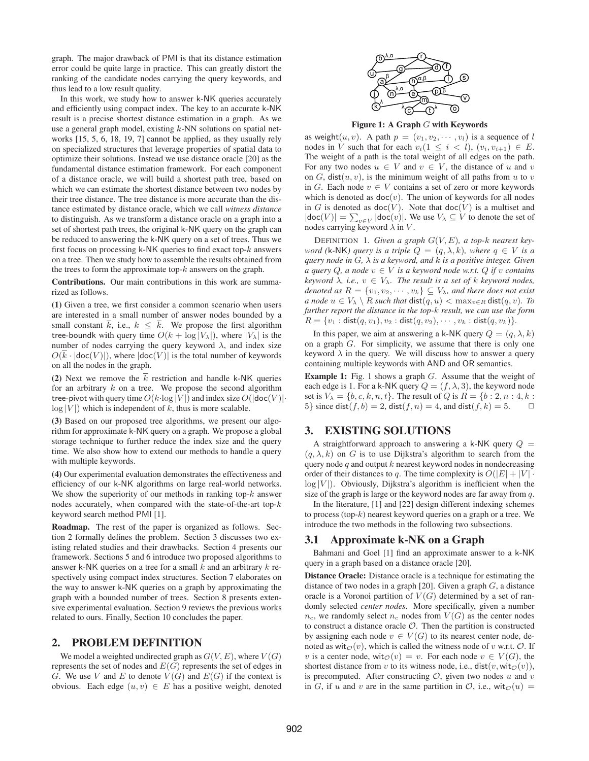graph. The major drawback of PMI is that its distance estimation error could be quite large in practice. This can greatly distort the ranking of the candidate nodes carrying the query keywords, and thus lead to a low result quality.

In this work, we study how to answer k-NK queries accurately and efficiently using compact index. The key to an accurate k-NK result is a precise shortest distance estimation in a graph. As we use a general graph model, existing $k$-NN solutions on spatial networks [15, 5, 6, 18, 19, 7] cannot be applied, as they usually rely on specialized structures that leverage properties of spatial data to optimize their solutions. Instead we use distance oracle [20] as the fundamental distance estimation framework. For each component of a distance oracle, we will build a shortest path tree, based on which we can estimate the shortest distance between two nodes by their tree distance. The tree distance is more accurate than the distance estimated by distance oracle, which we call *witness distance* to distinguish. As we transform a distance oracle on a graph into a set of shortest path trees, the original k-NK query on the graph can be reduced to answering the k-NK query on a set of trees. Thus we first focus on processing k-NK queries to find exact top-$k$ answers on a tree. Then we study how to assemble the results obtained from the trees to form the approximate top-$k$ answers on the graph.

**Contributions.** Our main contributions in this work are summarized as follows.

**(1)** Given a tree, we first consider a common scenario when users are interested in a small number of answer nodes bounded by a small constant $\overline{k}$, i.e., $k \leq \overline{k}$. We propose the first algorithm tree-boundk with query time $O(k + \log |V_\lambda|)$, where $|V_\lambda|$ is the number of nodes carrying the query keyword $\lambda$, and index size $O(\overline{k} \cdot |\mathsf{doc}(V)|)$, where $|\mathsf{doc}(V)|$ is the total number of keywords on all the nodes in the graph.

**(2)** Next we remove the $\overline{k}$ restriction and handle k-NK queries for an arbitrary $k$ on a tree. We propose the second algorithm tree-pivot with query time $O(k \cdot \log |V|)$ and index size $O(|\mathsf{doc}(V)| \cdot \log |V|)$ which is independent of $k$, thus is more scalable.

**(3)** Based on our proposed tree algorithms, we present our algorithm for approximate k-NK query on a graph. We propose a global storage technique to further reduce the index size and the query time. We also show how to extend our methods to handle a query with multiple keywords.

**(4)** Our experimental evaluation demonstrates the effectiveness and efficiency of our k-NK algorithms on large real-world networks. We show the superiority of our methods in ranking top-$k$ answer nodes accurately, when compared with the state-of-the-art top-$k$ keyword search method PMI [1].

**Roadmap.** The rest of the paper is organized as follows. Section 2 formally defines the problem. Section 3 discusses two existing related studies and their drawbacks. Section 4 presents our framework. Sections 5 and 6 introduce two proposed algorithms to answer k-NK queries on a tree for a small $k$ and an arbitrary $k$ respectively using compact index structures. Section 7 elaborates on the way to answer k-NK queries on a graph by approximating the graph with a bounded number of trees. Section 8 presents extensive experimental evaluation. Section 9 reviews the previous works related to ours. Finally, Section 10 concludes the paper.

## 2. PROBLEM DEFINITION

We model a weighted undirected graph as $G(V, E)$, where $V(G)$ represents the set of nodes and $E(G)$ represents the set of edges in $G$. We use $V$ and $E$ to denote $V(G)$ and $E(G)$ if the context is obvious. Each edge $(u, v) \in E$ has a positive weight, denoted as $\mathsf{weight}(u, v)$. A path $p = (v_1, v_2, \cdots, v_l)$ is a sequence of $l$ nodes in $V$ such that for each $v_i (1 \leq i < l)$, $(v_i, v_{i+1}) \in E$. The weight of a path is the total weight of all edges on the path. For any two nodes $u \in V$ and $v \in V$, the distance of $u$ and $v$ on $G$, $\mathsf{dist}(u, v)$, is the minimum weight of all paths from $u$ to $v$ in $G$. Each node $v \in V$ contains a set of zero or more keywords which is denoted as $\mathsf{doc}(v)$. The union of keywords for all nodes in $G$ is denoted as $\mathsf{doc}(V)$. Note that $\mathsf{doc}(V)$ is a multiset and $|\mathsf{doc}(V)| = \sum_{v \in V} |\mathsf{doc}(v)|$. We use $V_\lambda \subseteq V$ to denote the set of nodes carrying keyword $\lambda$ in $V$.

Figure 1: A Graph $G$ with Keywords

DEFINITION 1. *Given a graph $G(V, E)$, a top-$k$ nearest keyword (*k-NK*) query is a triple $Q = (q, \lambda, k)$, where $q \in V$ is a query node in $G$, $\lambda$ is a keyword, and $k$ is a positive integer. Given a query $Q$, a node $v \in V$ is a keyword node w.r.t. $Q$ if $v$ contains keyword $\lambda$, i.e., $v \in V_\lambda$. The result is a set of $k$ keyword nodes, denoted as $R = \{v_1, v_2, \cdots, v_k\} \subseteq V_\lambda$, and there does not exist a node $u \in V_\lambda \setminus R$ such that $\mathsf{dist}(q, u) < \max_{v \in R} \mathsf{dist}(q, v)$. To further report the distance in the top-$k$ result, we can use the form $R = \{v_1 : \mathsf{dist}(q, v_1), v_2 : \mathsf{dist}(q, v_2), \cdots, v_k : \mathsf{dist}(q, v_k)\}$.*

In this paper, we aim at answering a k-NK query $Q = (q, \lambda, k)$ on a graph $G$. For simplicity, we assume that there is only one keyword $\lambda$ in the query. We will discuss how to answer a query containing multiple keywords with AND and OR semantics.

**Example 1:** Fig. 1 shows a graph $G$. Assume that the weight of each edge is 1. For a k-NK query $Q = (f, \lambda, 3)$, the keyword node set is $V_\lambda = \{b, c, k, n, t\}$. The result of $Q$ is $R = \{b : 2, n : 4, k : 5\}$ since $\mathsf{dist}(f, b) = 2$, $\mathsf{dist}(f, n) = 4$, and $\mathsf{dist}(f, k) = 5$. □

## 3. EXISTING SOLUTIONS

A straightforward approach to answering a k-NK query $Q = (q, \lambda, k)$ on $G$ is to use Dijkstra's algorithm to search from the query node $q$ and output $k$ nearest keyword nodes in nondecreasing order of their distances to $q$. The time complexity is $O(|E| + |V| \cdot \log |V|)$. Obviously, Dijkstra's algorithm is inefficient when the size of the graph is large or the keyword nodes are far away from $q$.

In the literature, [1] and [22] design different indexing schemes to process (top-$k$) nearest keyword queries on a graph or a tree. We introduce the two methods in the following two subsections.

### 3.1 Approximate k-NK on a Graph

Bahmani and Goel [1] find an approximate answer to a k-NK query in a graph based on a distance oracle [20].

**Distance Oracle:** Distance oracle is a technique for estimating the distance of two nodes in a graph [20]. Given a graph $G$, a distance oracle is a Voronoi partition of $V(G)$ determined by a set of randomly selected *center nodes*. More specifically, given a number $n_c$, we randomly select $n_c$ nodes from $V(G)$ as the center nodes to construct a distance oracle $\mathcal{O}$. Then the partition is constructed by assigning each node $v \in V(G)$ to its nearest center node, denoted as $\mathsf{wit}_\mathcal{O}(v)$, which is called the witness node of $v$ w.r.t. $\mathcal{O}$. If $v$ is a center node, $\mathsf{wit}_\mathcal{O}(v) = v$. For each node $v \in V(G)$, the shortest distance from $v$ to its witness node, i.e., $\mathsf{dist}(v, \mathsf{wit}_\mathcal{O}(v))$, is precomputed. After constructing $\mathcal{O}$, given two nodes $u$ and $v$ in $G$, if $u$ and $v$ are in the same partition in $\mathcal{O}$, i.e., $\mathsf{wit}_\mathcal{O}(u) =$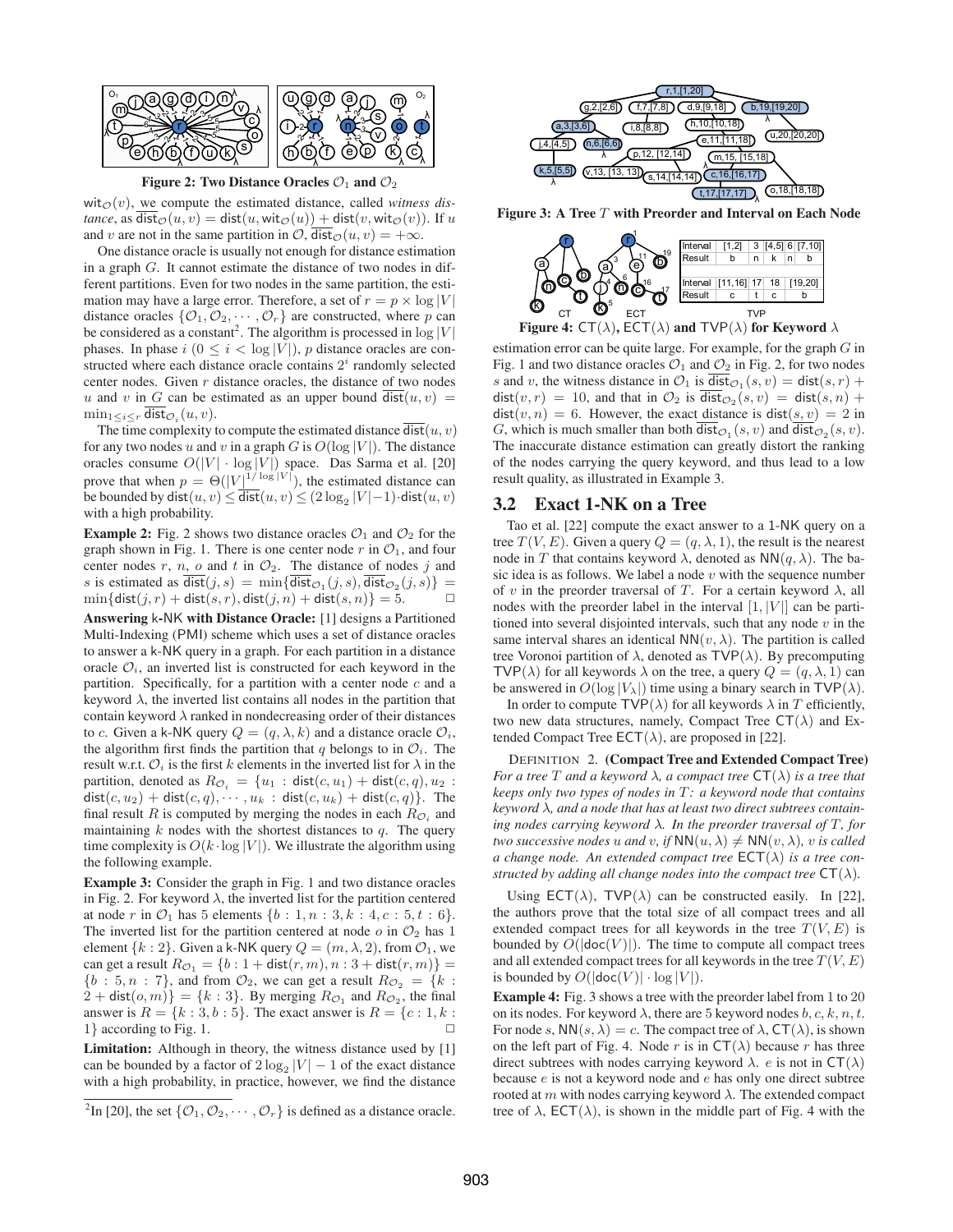Figure 2: Two Distance Oracles $\mathcal{O}_1$ and $\mathcal{O}_2$

$\text{wit}_\mathcal{O}(v)$, we compute the estimated distance, called *witness distance*, as $\overline{\text{dist}}_\mathcal{O}(u,v) = \text{dist}(u, \text{wit}_\mathcal{O}(u)) + \text{dist}(v, \text{wit}_\mathcal{O}(v))$. If $u$ and $v$ are not in the same partition in $\mathcal{O}$, $\overline{\text{dist}}_\mathcal{O}(u,v) = +\infty$.

One distance oracle is usually not enough for distance estimation in a graph $G$. It cannot estimate the distance of two nodes in different partitions. Even for two nodes in the same partition, the estimation may have a large error. Therefore, a set of $r = p \times \log |V|$ distance oracles $\{\mathcal{O}_1, \mathcal{O}_2, \cdots, \mathcal{O}_r\}$ are constructed, where $p$ can be considered as a constant[2]. The algorithm is processed in $\log |V|$ phases. In phase $i$ $(0 \le i < \log |V|)$, $p$ distance oracles are constructed where each distance oracle contains $2^i$ randomly selected center nodes. Given $r$ distance oracles, the distance of two nodes $u$ and $v$ in $G$ can be estimated as an upper bound $\overline{\text{dist}}(u,v) = \min_{1 \le i \le r} \overline{\text{dist}}_{\mathcal{O}_i}(u,v)$.

The time complexity to compute the estimated distance $\overline{\text{dist}}(u,v)$ for any two nodes $u$ and $v$ in a graph $G$ is $O(\log |V|)$. The distance oracles consume $O(|V| \cdot \log |V|)$ space. Das Sarma et al. [20] prove that when $p = \Theta(|V|^{1/\log |V|})$, the estimated distance can be bounded by $\text{dist}(u,v) \le \overline{\text{dist}}(u,v) \le (2\log_2 |V| - 1) \cdot \text{dist}(u,v)$ with a high probability.

**Example 2:** Fig. 2 shows two distance oracles $\mathcal{O}_1$ and $\mathcal{O}_2$ for the graph shown in Fig. 1. There is one center node $r$ in $\mathcal{O}_1$, and four center nodes $r$, $n$, $o$ and $t$ in $\mathcal{O}_2$. The distance of nodes $j$ and $s$ is estimated as $\overline{\text{dist}}(j,s) = \min\{\overline{\text{dist}}_{\mathcal{O}_1}(j,s), \overline{\text{dist}}_{\mathcal{O}_2}(j,s)\} = \min\{\text{dist}(j,r) + \text{dist}(s,r), \text{dist}(j,n) + \text{dist}(s,n)\} = 5$. □

**Answering k-NK with Distance Oracle:** [1] designs a Partitioned Multi-Indexing (PMI) scheme which uses a set of distance oracles to answer a k-NK query in a graph. For each partition in a distance oracle $\mathcal{O}_i$, an inverted list is constructed for each keyword in the partition. Specifically, for a partition with a center node $c$ and a keyword $\lambda$, the inverted list contains all nodes in the partition that contain keyword $\lambda$ ranked in nondecreasing order of their distances to $c$. Given a k-NK query $Q = (q, \lambda, k)$ and a distance oracle $\mathcal{O}_i$, the algorithm first finds the partition that $q$ belongs to in $\mathcal{O}_i$. The result w.r.t. $\mathcal{O}_i$ is the first $k$ elements in the inverted list for $\lambda$ in the partition, denoted as $R_{\mathcal{O}_i} = \{u_1 : \text{dist}(c,u_1) + \text{dist}(c,q), u_2 : \text{dist}(c,u_2) + \text{dist}(c,q), \cdots, u_k : \text{dist}(c,u_k) + \text{dist}(c,q)\}$. The final result $R$ is computed by merging the nodes in each $R_{\mathcal{O}_i}$ and maintaining $k$ nodes with the shortest distances to $q$. The query time complexity is $O(k \cdot \log |V|)$. We illustrate the algorithm using the following example.

**Example 3:** Consider the graph in Fig. 1 and two distance oracles in Fig. 2. For keyword $\lambda$, the inverted list for the partition centered at node $r$ in $\mathcal{O}_1$ has 5 elements $\{b:1, n:3, k:4, c:5, t:6\}$. The inverted list for the partition centered at node $o$ in $\mathcal{O}_2$ has 1 element $\{k:2\}$. Given a k-NK query $Q = (m, \lambda, 2)$, from $\mathcal{O}_1$, we can get a result $R_{\mathcal{O}_1} = \{b : 1 + \text{dist}(r,m), n : 3 + \text{dist}(r,m)\} = \{b:5, n:7\}$, and from $\mathcal{O}_2$, we can get a result $R_{\mathcal{O}_2} = \{k : 2 + \text{dist}(o,m)\} = \{k:3\}$. By merging $R_{\mathcal{O}_1}$ and $R_{\mathcal{O}_2}$, the final answer is $R = \{k:3, b:5\}$. The exact answer is $R = \{c:1, k:1\}$ according to Fig. 1. □

**Limitation:** Although in theory, the witness distance used by [1] can be bounded by a factor of $2\log_2 |V| - 1$ of the exact distance with a high probability, in practice, however, we find the distance estimation error can be quite large. For example, for the graph $G$ in Fig. 1 and two distance oracles $\mathcal{O}_1$ and $\mathcal{O}_2$ in Fig. 2, for two nodes $s$ and $v$, the witness distance in $\mathcal{O}_1$ is $\overline{\text{dist}}_{\mathcal{O}_1}(s,v) = \text{dist}(s,r) + \text{dist}(v,r) = 10$, and that in $\mathcal{O}_2$ is $\overline{\text{dist}}_{\mathcal{O}_2}(s,v) = \text{dist}(s,n) + \text{dist}(v,n) = 6$. However, the exact distance is $\text{dist}(s,v) = 2$ in $G$, which is much smaller than both $\overline{\text{dist}}_{\mathcal{O}_1}(s,v)$ and $\overline{\text{dist}}_{\mathcal{O}_2}(s,v)$. The inaccurate distance estimation can greatly distort the ranking of the nodes carrying the query keyword, and thus lead to a low result quality, as illustrated in Example 3.

[2] In [20], the set $\{\mathcal{O}_1, \mathcal{O}_2, \cdots, \mathcal{O}_r\}$ is defined as a distance oracle.

Figure 3: A Tree $T$ with Preorder and Interval on Each Node

| Interval | [1,2] | 3 | [4,5] | 6 | [7,10] |
|---|---|---|---|---|---|
| Result | b | n | k | n | b |

| Interval | [11,16] | 17 | 18 | [19,20] |
|---|---|---|---|---|
| Result | c | t | c | b |

Figure 4: $\text{CT}(\lambda)$, $\text{ECT}(\lambda)$ and $\text{TVP}(\lambda)$ for Keyword $\lambda$

## 3.2 Exact 1-NK on a Tree

Tao et al. [22] compute the exact answer to a 1-NK query on a tree $T(V,E)$. Given a query $Q = (q, \lambda, 1)$, the result is the nearest node in $T$ that contains keyword $\lambda$, denoted as $\text{NN}(q, \lambda)$. The basic idea is as follows. We label a node $v$ with the sequence number of $v$ in the preorder traversal of $T$. For a certain keyword $\lambda$, all nodes with the preorder label in the interval $[1, |V|]$ can be partitioned into several disjointed intervals, such that any node $v$ in the same interval shares an identical $\text{NN}(v, \lambda)$. The partition is called tree Voronoi partition of $\lambda$, denoted as $\text{TVP}(\lambda)$. By precomputing $\text{TVP}(\lambda)$ for all keywords $\lambda$ on the tree, a query $Q = (q, \lambda, 1)$ can be answered in $O(\log |V_\lambda|)$ time using a binary search in $\text{TVP}(\lambda)$.

In order to compute $\text{TVP}(\lambda)$ for all keywords $\lambda$ in $T$ efficiently, two new data structures, namely, Compact Tree $\text{CT}(\lambda)$ and Extended Compact Tree $\text{ECT}(\lambda)$, are proposed in [22].

DEFINITION 2. **(Compact Tree and Extended Compact Tree)** *For a tree $T$ and a keyword $\lambda$, a compact tree $\text{CT}(\lambda)$ is a tree that keeps only two types of nodes in $T$: a keyword node that contains keyword $\lambda$, and a node that has at least two direct subtrees containing nodes carrying keyword $\lambda$. In the preorder traversal of $T$, for two successive nodes $u$ and $v$, if $\text{NN}(u,\lambda) \ne \text{NN}(v,\lambda)$, $v$ is called a change node. An extended compact tree $\text{ECT}(\lambda)$ is a tree constructed by adding all change nodes into the compact tree $\text{CT}(\lambda)$.*

Using $\text{ECT}(\lambda)$, $\text{TVP}(\lambda)$ can be constructed easily. In [22], the authors prove that the total size of all compact trees and all extended compact trees for all keywords in the tree $T(V,E)$ is bounded by $O(|\text{doc}(V)|)$. The time to compute all compact trees and all extended compact trees for all keywords in the tree $T(V,E)$ is bounded by $O(|\text{doc}(V)| \cdot \log |V|)$.

**Example 4:** Fig. 3 shows a tree with the preorder label from 1 to 20 on its nodes. For keyword $\lambda$, there are 5 keyword nodes $b, c, k, n, t$. For node $s$, $\text{NN}(s,\lambda) = c$. The compact tree of $\lambda$, $\text{CT}(\lambda)$, is shown on the left part of Fig. 4. Node $r$ is in $\text{CT}(\lambda)$ because $r$ has three direct subtrees with nodes carrying keyword $\lambda$. $e$ is not in $\text{CT}(\lambda)$ because $e$ is not a keyword node and $e$ has only one direct subtree rooted at $m$ with nodes carrying keyword $\lambda$. The extended compact tree of $\lambda$, $\text{ECT}(\lambda)$, is shown in the middle part of Fig. 4 with the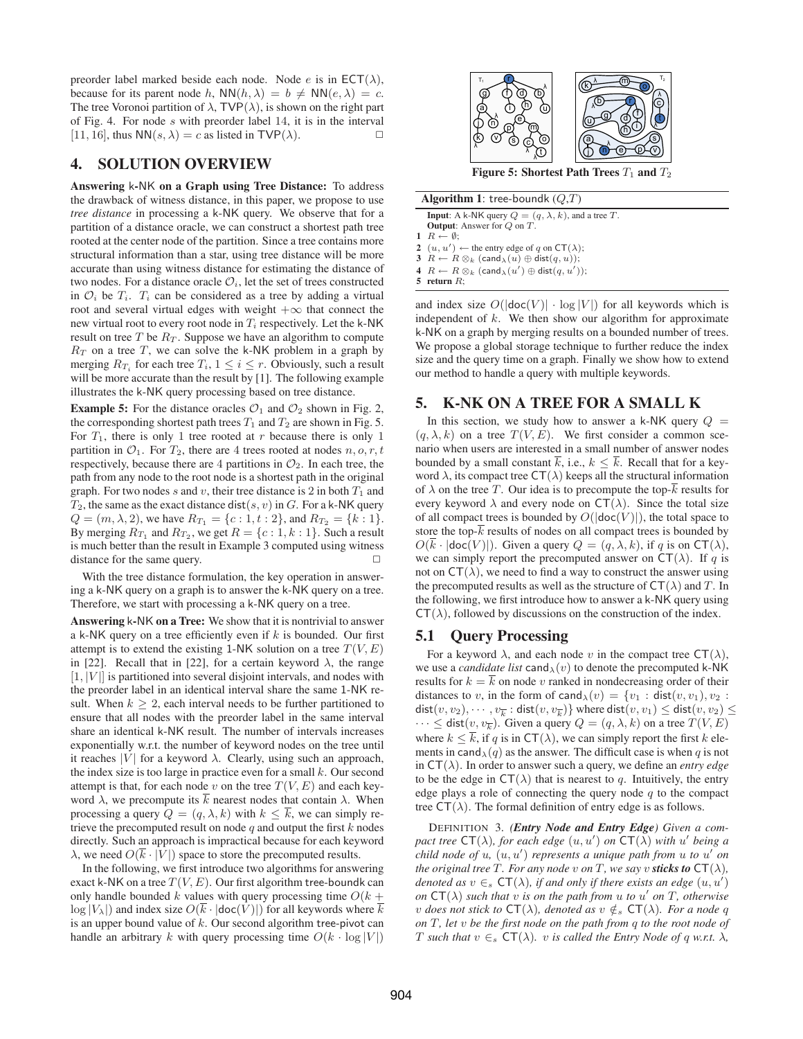preorder label marked beside each node. Node $e$ is in $\mathsf{ECT}(\lambda)$, because for its parent node $h$, $\mathsf{NN}(h, \lambda) = b \neq \mathsf{NN}(e, \lambda) = c$. The tree Voronoi partition of $\lambda$, $\mathsf{TVP}(\lambda)$, is shown on the right part of Fig. 4. For node $s$ with preorder label 14, it is in the interval $[11, 16]$, thus $\mathsf{NN}(s, \lambda) = c$ as listed in $\mathsf{TVP}(\lambda)$. □

## 4. SOLUTION OVERVIEW

**Answering k-NK on a Graph using Tree Distance:** To address the drawback of witness distance, in this paper, we propose to use *tree distance* in processing a k-NK query. We observe that for a partition of a distance oracle, we can construct a shortest path tree rooted at the center node of the partition. Since a tree contains more structural information than a star, using tree distance will be more accurate than using witness distance for estimating the distance of two nodes. For a distance oracle $\mathcal{O}_i$, let the set of trees constructed in $\mathcal{O}_i$ be $T_i$. $T_i$ can be considered as a tree by adding a virtual root and several virtual edges with weight $+\infty$ that connect the new virtual root to every root node in $T_i$ respectively. Let the k-NK result on tree $T$ be $R_T$. Suppose we have an algorithm to compute $R_T$ on a tree $T$, we can solve the k-NK problem in a graph by merging $R_{T_i}$ for each tree $T_i$, $1 \leq i \leq r$. Obviously, such a result will be more accurate than the result by [1]. The following example illustrates the k-NK query processing based on tree distance.

**Example 5:** For the distance oracles $\mathcal{O}_1$ and $\mathcal{O}_2$ shown in Fig. 2, the corresponding shortest path trees $T_1$ and $T_2$ are shown in Fig. 5. For $T_1$, there is only 1 tree rooted at $r$ because there is only 1 partition in $\mathcal{O}_1$. For $T_2$, there are 4 trees rooted at nodes $n, o, r, t$ respectively, because there are 4 partitions in $\mathcal{O}_2$. In each tree, the path from any node to the root node is a shortest path in the original graph. For two nodes $s$ and $v$, their tree distance is 2 in both $T_1$ and $T_2$, the same as the exact distance $\mathsf{dist}(s, v)$ in $G$. For a k-NK query $Q = (m, \lambda, 2)$, we have $R_{T_1} = \{c : 1, t : 2\}$, and $R_{T_2} = \{k : 1\}$. By merging $R_{T_1}$ and $R_{T_2}$, we get $R = \{c : 1, k : 1\}$. Such a result is much better than the result in Example 3 computed using witness distance for the same query. □

With the tree distance formulation, the key operation in answering a k-NK query on a graph is to answer the k-NK query on a tree. Therefore, we start with processing a k-NK query on a tree.

**Answering k-NK on a Tree:** We show that it is nontrivial to answer a k-NK query on a tree efficiently even if $k$ is bounded. Our first attempt is to extend the existing 1-NK solution on a tree $T(V, E)$ in [22]. Recall that in [22], for a certain keyword $\lambda$, the range $[1, |V|]$ is partitioned into several disjoint intervals, and nodes with the preorder label in an identical interval share the same 1-NK result. When $k \geq 2$, each interval needs to be further partitioned to ensure that all nodes with the preorder label in the same interval share an identical k-NK result. The number of intervals increases exponentially w.r.t. the number of keyword nodes on the tree until it reaches $|V|$ for a keyword $\lambda$. Clearly, using such an approach, the index size is too large in practice even for a small $k$. Our second attempt is that, for each node $v$ on the tree $T(V, E)$ and each keyword $\lambda$, we precompute its $\overline{k}$ nearest nodes that contain $\lambda$. When processing a query $Q = (q, \lambda, k)$ with $k \leq \overline{k}$, we can simply retrieve the precomputed result on node $q$ and output the first $k$ nodes directly. Such an approach is impractical because for each keyword $\lambda$, we need $O(\overline{k} \cdot |V|)$ space to store the precomputed results.

In the following, we first introduce two algorithms for answering exact k-NK on a tree $T(V, E)$. Our first algorithm tree-boundk can only handle bounded $k$ values with query processing time $O(k + \log |V_\lambda|)$ and index size $O(\overline{k} \cdot |\mathsf{doc}(V)|)$ for all keywords where $\overline{k}$ is an upper bound value of $k$. Our second algorithm tree-pivot can handle an arbitrary $k$ with query processing time $O(k \cdot \log |V|)$ and index size $O(|\mathsf{doc}(V)| \cdot \log |V|)$ for all keywords which is independent of $k$. We then show our algorithm for approximate k-NK on a graph by merging results on a bounded number of trees. We propose a global storage technique to further reduce the index size and the query time on a graph. Finally we show how to extend our method to handle a query with multiple keywords.

**Figure 5: Shortest Path Trees $T_1$ and $T_2$**

**Algorithm 1**: tree-boundk $(Q,T)$

```
Input: A k-NK query Q = (q, λ, k), and a tree T.
Output: Answer for Q on T.
1  R ← ∅;
2  (u, u') ← the entry edge of q on CT(λ);
3  R ← R ⊗_k (cand_λ(u) ⊕ dist(q, u));
4  R ← R ⊗_k (cand_λ(u') ⊕ dist(q, u'));
5  return R;
```

## 5. K-NK ON A TREE FOR A SMALL K

In this section, we study how to answer a k-NK query $Q = (q, \lambda, k)$ on a tree $T(V, E)$. We first consider a common scenario when users are interested in a small number of answer nodes bounded by a small constant $\overline{k}$, i.e., $k \leq \overline{k}$. Recall that for a keyword $\lambda$, its compact tree $\mathsf{CT}(\lambda)$ keeps all the structural information of $\lambda$ on the tree $T$. Our idea is to precompute the top-$\overline{k}$ results for every keyword $\lambda$ and every node on $\mathsf{CT}(\lambda)$. Since the total size of all compact trees is bounded by $O(|\mathsf{doc}(V)|)$, the total space to store the top-$\overline{k}$ results of nodes on all compact trees is bounded by $O(\overline{k} \cdot |\mathsf{doc}(V)|)$. Given a query $Q = (q, \lambda, k)$, if $q$ is on $\mathsf{CT}(\lambda)$, we can simply report the precomputed answer on $\mathsf{CT}(\lambda)$. If $q$ is not on $\mathsf{CT}(\lambda)$, we need to find a way to construct the answer using the precomputed results as well as the structure of $\mathsf{CT}(\lambda)$ and $T$. In the following, we first introduce how to answer a k-NK query using $\mathsf{CT}(\lambda)$, followed by discussions on the construction of the index.

### 5.1 Query Processing

For a keyword $\lambda$, and each node $v$ in the compact tree $\mathsf{CT}(\lambda)$, we use a *candidate list* $\mathsf{cand}_\lambda(v)$ to denote the precomputed k-NK results for $k = \overline{k}$ on node $v$ ranked in nondecreasing order of their distances to $v$, in the form of $\mathsf{cand}_\lambda(v) = \{v_1 : \mathsf{dist}(v, v_1), v_2 : \mathsf{dist}(v, v_2), \cdots, v_{\overline{k}} : \mathsf{dist}(v, v_{\overline{k}})\}$ where $\mathsf{dist}(v, v_1) \leq \mathsf{dist}(v, v_2) \leq \cdots \leq \mathsf{dist}(v, v_{\overline{k}})$. Given a query $Q = (q, \lambda, k)$ on a tree $T(V, E)$ where $k \leq \overline{k}$, if $q$ is in $\mathsf{CT}(\lambda)$, we can simply report the first $k$ elements in $\mathsf{cand}_\lambda(q)$ as the answer. The difficult case is when $q$ is not in $\mathsf{CT}(\lambda)$. In order to answer such a query, we define an *entry edge* to be the edge in $\mathsf{CT}(\lambda)$ that is nearest to $q$. Intuitively, the entry edge plays a role of connecting the query node $q$ to the compact tree $\mathsf{CT}(\lambda)$. The formal definition of entry edge is as follows.

DEFINITION 3. ***(Entry Node and Entry Edge)*** *Given a compact tree $\mathsf{CT}(\lambda)$, for each edge $(u, u')$ on $\mathsf{CT}(\lambda)$ with $u'$ being a child node of $u$, $(u, u')$ represents a unique path from $u$ to $u'$ on the original tree $T$. For any node $v$ on $T$, we say $v$ **sticks to** $\mathsf{CT}(\lambda)$, denoted as $v \in_s \mathsf{CT}(\lambda)$, if and only if there exists an edge $(u, u')$ on $\mathsf{CT}(\lambda)$ such that $v$ is on the path from $u$ to $u'$ on $T$, otherwise $v$ does not stick to $\mathsf{CT}(\lambda)$, denoted as $v \notin_s \mathsf{CT}(\lambda)$. For a node $q$ on $T$, let $v$ be the first node on the path from $q$ to the root node of $T$ such that $v \in_s \mathsf{CT}(\lambda)$. $v$ is called the Entry Node of $q$ w.r.t. $\lambda$,*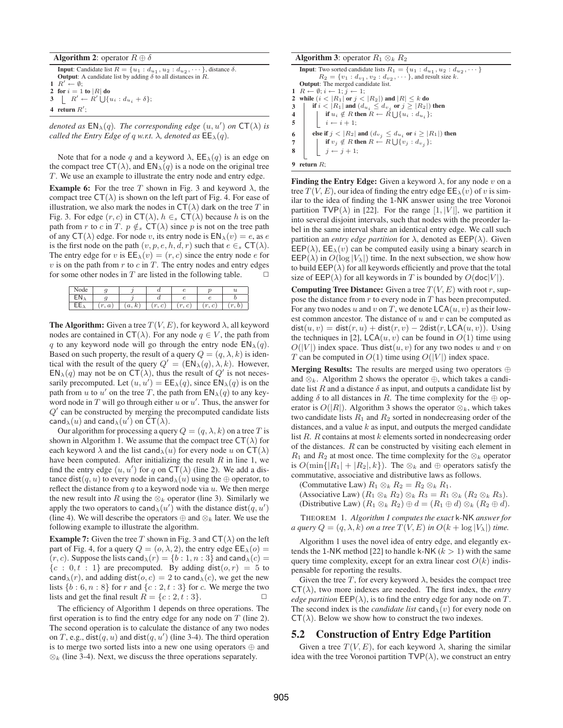**Algorithm 2**: operator $R \oplus \delta$

```
Input: Candidate list R = {u_1 : d_{u_1}, u_2 : d_{u_2}, ···}, distance δ.
Output: A candidate list by adding δ to all distances in R.
1 R' ← ∅;
2 for i = 1 to |R| do
3   R' ← R' ∪ {u_i : d_{u_i} + δ};
4 return R';
```

*denoted as* $\mathsf{EN}_\lambda(q)$*. The corresponding edge* $(u, u')$ *on* $\mathsf{CT}(\lambda)$ *is called the Entry Edge of* $q$ *w.r.t.* $\lambda$*, denoted as* $\mathsf{EE}_\lambda(q)$*.*

Note that for a node $q$ and a keyword $\lambda$, $\mathsf{EE}_\lambda(q)$ is an edge on the compact tree $\mathsf{CT}(\lambda)$, and $\mathsf{EN}_\lambda(q)$ is a node on the original tree $T$. We use an example to illustrate the entry node and entry edge.

**Example 6:** For the tree $T$ shown in Fig. 3 and keyword $\lambda$, the compact tree $\mathsf{CT}(\lambda)$ is shown on the left part of Fig. 4. For ease of illustration, we also mark the nodes in $\mathsf{CT}(\lambda)$ dark on the tree $T$ in Fig. 3. For edge $(r, c)$ in $\mathsf{CT}(\lambda)$, $h \in_s \mathsf{CT}(\lambda)$ because $h$ is on the path from $r$ to $c$ in $T$. $p \notin_s \mathsf{CT}(\lambda)$ since $p$ is not on the tree path of any $\mathsf{CT}(\lambda)$ edge. For node $v$, its entry node is $\mathsf{EN}_\lambda(v) = e$, as $e$ is the first node on the path $(v, p, e, h, d, r)$ such that $e \in_s \mathsf{CT}(\lambda)$. The entry edge for $v$ is $\mathsf{EE}_\lambda(v) = (r, c)$ since the entry node $e$ for $v$ is on the path from $r$ to $c$ in $T$. The entry nodes and entry edges for some other nodes in $T$ are listed in the following table. □

| Node | $g$ | $j$ | $d$ | $e$ | $p$ | $u$ |
|---|---|---|---|---|---|---|
| $\mathsf{EN}_\lambda$ | $g$ | $j$ | $d$ | $e$ | $e$ | $b$ |
| $\mathsf{EE}_\lambda$ | $(r, a)$ | $(a, k)$ | $(r, c)$ | $(r, c)$ | $(r, c)$ | $(r, b)$ |

**The Algorithm:** Given a tree $T(V, E)$, for keyword $\lambda$, all keyword nodes are contained in $\mathsf{CT}(\lambda)$. For any node $q \in V$, the path from $q$ to any keyword node will go through the entry node $\mathsf{EN}_\lambda(q)$. Based on such property, the result of a query $Q = (q, \lambda, k)$ is identical with the result of the query $Q' = (\mathsf{EN}_\lambda(q), \lambda, k)$. However, $\mathsf{EN}_\lambda(q)$ may not be on $\mathsf{CT}(\lambda)$, thus the result of $Q'$ is not necessarily precomputed. Let $(u, u') = \mathsf{EE}_\lambda(q)$, since $\mathsf{EN}_\lambda(q)$ is on the path from $u$ to $u'$ on the tree $T$, the path from $\mathsf{EN}_\lambda(q)$ to any keyword node in $T$ will go through either $u$ or $u'$. Thus, the answer for $Q'$ can be constructed by merging the precomputed candidate lists $\mathsf{cand}_\lambda(u)$ and $\mathsf{cand}_\lambda(u')$ on $\mathsf{CT}(\lambda)$.

Our algorithm for processing a query $Q = (q, \lambda, k)$ on a tree $T$ is shown in Algorithm 1. We assume that the compact tree $\mathsf{CT}(\lambda)$ for each keyword $\lambda$ and the list $\mathsf{cand}_\lambda(u)$ for every node $u$ on $\mathsf{CT}(\lambda)$ have been computed. After initializing the result $R$ in line 1, we find the entry edge $(u, u')$ for $q$ on $\mathsf{CT}(\lambda)$ (line 2). We add a distance $\mathsf{dist}(q, u)$ to every node in $\mathsf{cand}_\lambda(u)$ using the $\oplus$ operator, to reflect the distance from $q$ to a keyword node via $u$. We then merge the new result into $R$ using the $\otimes_k$ operator (line 3). Similarly we apply the two operators to $\mathsf{cand}_\lambda(u')$ with the distance $\mathsf{dist}(q, u')$ (line 4). We will describe the operators $\oplus$ and $\otimes_k$ later. We use the following example to illustrate the algorithm.

**Example 7:** Given the tree $T$ shown in Fig. 3 and $\mathsf{CT}(\lambda)$ on the left part of Fig. 4, for a query $Q = (o, \lambda, 2)$, the entry edge $\mathsf{EE}_\lambda(o) = (r, c)$. Suppose the lists $\mathsf{cand}_\lambda(r) = \{b : 1, n : 3\}$ and $\mathsf{cand}_\lambda(c) = \{c : 0, t : 1\}$ are precomputed. By adding $\mathsf{dist}(o, r) = 5$ to $\mathsf{cand}_\lambda(r)$, and adding $\mathsf{dist}(o, c) = 2$ to $\mathsf{cand}_\lambda(c)$, we get the new lists $\{b : 6, n : 8\}$ for $r$ and $\{c : 2, t : 3\}$ for $c$. We merge the two lists and get the final result $R = \{c : 2, t : 3\}$. □

The efficiency of Algorithm 1 depends on three operations. The first operation is to find the entry edge for any node on $T$ (line 2). The second operation is to calculate the distance of any two nodes on $T$, e.g., $\mathsf{dist}(q, u)$ and $\mathsf{dist}(q, u')$ (line 3-4). The third operation is to merge two sorted lists into a new one using operators $\oplus$ and $\otimes_k$ (line 3-4). Next, we discuss the three operations separately.

**Algorithm 3**: operator $R_1 \otimes_k R_2$

```
Input: Two sorted candidate lists R_1 = {u_1 : d_{u_1}, u_2 : d_{u_2}, ···}
       R_2 = {v_1 : d_{v_1}, v_2 : d_{v_2}, ···}, and result size k.
Output: The merged candidate list.
1 R ← ∅; i ← 1; j ← 1;
2 while (i < |R_1| or j < |R_2|) and |R| ≤ k do
3   if i < |R_1| and (d_{u_i} ≤ d_{v_j} or j ≥ |R_2|) then
4     if u_i ∉ R then R ← R ∪ {u_i : d_{u_i}};
5     i ← i + 1;
6   else if j < |R_2| and (d_{v_j} ≤ d_{u_i} or i ≥ |R_1|) then
7     if v_j ∉ R then R ← R ∪ {v_j : d_{v_j}};
8     j ← j + 1;
9 return R;
```

**Finding the Entry Edge:** Given a keyword $\lambda$, for any node $v$ on a tree $T(V, E)$, our idea of finding the entry edge $\mathsf{EE}_\lambda(v)$ of $v$ is similar to the idea of finding the 1-NK answer using the tree Voronoi partition $\mathsf{TVP}(\lambda)$ in [22]. For the range $[1, |V|]$, we partition it into several disjoint intervals, such that nodes with the preorder label in the same interval share an identical entry edge. We call such partition an *entry edge partition* for $\lambda$, denoted as $\mathsf{EEP}(\lambda)$. Given $\mathsf{EEP}(\lambda)$, $\mathsf{EE}_\lambda(v)$ can be computed easily using a binary search in $\mathsf{EEP}(\lambda)$ in $O(\log |V_\lambda|)$ time. In the next subsection, we show how to build $\mathsf{EEP}(\lambda)$ for all keywords efficiently and prove that the total size of $\mathsf{EEP}(\lambda)$ for all keywords in $T$ is bounded by $O(\mathsf{doc}|V|)$.

**Computing Tree Distance:** Given a tree $T(V, E)$ with root $r$, suppose the distance from $r$ to every node in $T$ has been precomputed. For any two nodes $u$ and $v$ on $T$, we denote $\mathsf{LCA}(u, v)$ as their lowest common ancestor. The distance of $u$ and $v$ can be computed as $\mathsf{dist}(u, v) = \mathsf{dist}(r, u) + \mathsf{dist}(r, v) - 2\mathsf{dist}(r, \mathsf{LCA}(u, v))$. Using the techniques in [2], $\mathsf{LCA}(u, v)$ can be found in $O(1)$ time using $O(|V|)$ index space. Thus $\mathsf{dist}(u, v)$ for any two nodes $u$ and $v$ on $T$ can be computed in $O(1)$ time using $O(|V|)$ index space.

**Merging Results:** The results are merged using two operators $\oplus$ and $\otimes_k$. Algorithm 2 shows the operator $\oplus$, which takes a candidate list $R$ and a distance $\delta$ as input, and outputs a candidate list by adding $\delta$ to all distances in $R$. The time complexity for the $\oplus$ operator is $O(|R|)$. Algorithm 3 shows the operator $\otimes_k$, which takes two candidate lists $R_1$ and $R_2$ sorted in nondecreasing order of the distances, and a value $k$ as input, and outputs the merged candidate list $R$. $R$ contains at most $k$ elements sorted in nondecreasing order of the distances. $R$ can be constructed by visiting each element in $R_1$ and $R_2$ at most once. The time complexity for the $\otimes_k$ operator is $O(\min\{|R_1| + |R_2|, k\})$. The $\otimes_k$ and $\oplus$ operators satisfy the commutative, associative and distributive laws as follows.

(Commutative Law) $R_1 \otimes_k R_2 = R_2 \otimes_k R_1$.
(Associative Law) $(R_1 \otimes_k R_2) \otimes_k R_3 = R_1 \otimes_k (R_2 \otimes_k R_3)$.
(Distributive Law) $(R_1 \otimes_k R_2) \oplus d = (R_1 \oplus d) \otimes_k (R_2 \oplus d)$.

THEOREM 1. *Algorithm 1 computes the exact* k-NK *answer for a query* $Q = (q, \lambda, k)$ *on a tree* $T(V, E)$ *in* $O(k + \log |V_\lambda|)$ *time.*

Algorithm 1 uses the novel idea of entry edge, and elegantly extends the 1-NK method [22] to handle k-NK ($k > 1$) with the same query time complexity, except for an extra linear cost $O(k)$ indispensable for reporting the results.

Given the tree $T$, for every keyword $\lambda$, besides the compact tree $\mathsf{CT}(\lambda)$, two more indexes are needed. The first index, the *entry edge partition* $\mathsf{EEP}(\lambda)$, is to find the entry edge for any node on $T$. The second index is the *candidate list* $\mathsf{cand}_\lambda(v)$ for every node on $\mathsf{CT}(\lambda)$. Below we show how to construct the two indexes.

## 5.2 Construction of Entry Edge Partition

Given a tree $T(V, E)$, for each keyword $\lambda$, sharing the similar idea with the tree Voronoi partition $\mathsf{TVP}(\lambda)$, we construct an entry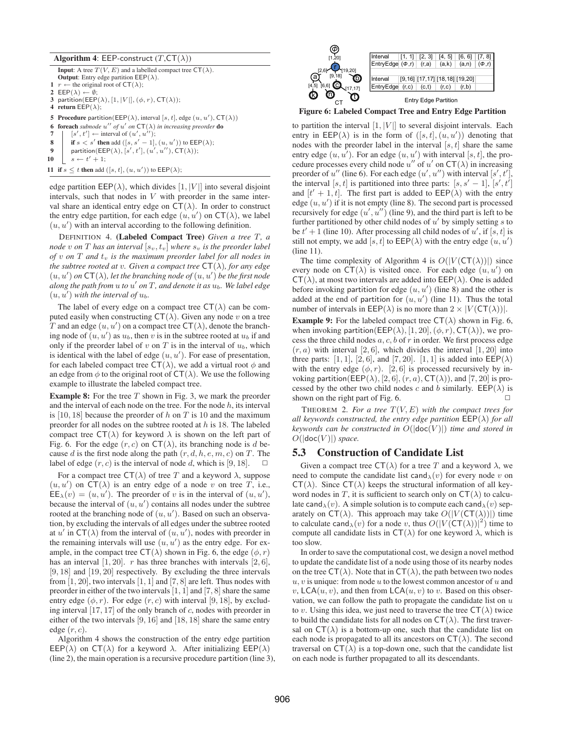**Algorithm 4**: EEP-construct ($T$,CT($\lambda$))

```
   Input: A tree T(V, E) and a labelled compact tree CT(λ).
   Output: Entry edge partition EEP(λ).
1  r ← the original root of CT(λ);
2  EEP(λ) ← ∅;
3  partition(EEP(λ), [1, |V|], (φ, r), CT(λ));
4  return EEP(λ);
5  Procedure partition(EEP(λ), interval [s, t], edge (u, u'), CT(λ))
6  foreach subnode u'' of u' on CT(λ) in increasing preorder do
7      [s', t'] ← interval of (u', u'');
8      if s < s' then add ([s, s' − 1], (u, u')) to EEP(λ);
9      partition(EEP(λ), [s', t'], (u', u''), CT(λ));
10     s ← t' + 1;
11 if s ≤ t then add ([s, t], (u, u')) to EEP(λ);
```

edge partition $\mathsf{EEP}(\lambda)$, which divides $[1, |V|]$ into several disjoint intervals, such that nodes in $V$ with preorder in the same interval share an identical entry edge on $\mathsf{CT}(\lambda)$. In order to construct the entry edge partition, for each edge $(u, u')$ on $\mathsf{CT}(\lambda)$, we label $(u, u')$ with an interval according to the following definition.

DEFINITION 4. **(Labeled Compact Tree)** *Given a tree $T$, a node $v$ on $T$ has an interval $[s_v, t_v]$ where $s_v$ is the preorder label of $v$ on $T$ and $t_v$ is the maximum preorder label for all nodes in the subtree rooted at $v$. Given a compact tree $\mathsf{CT}(\lambda)$, for any edge $(u, u')$ on $\mathsf{CT}(\lambda)$, let the branching node of $(u, u')$ be the first node along the path from $u$ to $u'$ on $T$, and denote it as $u_b$. We label edge $(u, u')$ with the interval of $u_b$.*

The label of every edge on a compact tree $\mathsf{CT}(\lambda)$ can be computed easily when constructing $\mathsf{CT}(\lambda)$. Given any node $v$ on a tree $T$ and an edge $(u, u')$ on a compact tree $\mathsf{CT}(\lambda)$, denote the branching node of $(u, u')$ as $u_b$, then $v$ is in the subtree rooted at $u_b$ if and only if the preorder label of $v$ on $T$ is in the interval of $u_b$, which is identical with the label of edge $(u, u')$. For ease of presentation, for each labeled compact tree $\mathsf{CT}(\lambda)$, we add a virtual root $\phi$ and an edge from $\phi$ to the original root of $\mathsf{CT}(\lambda)$. We use the following example to illustrate the labeled compact tree.

**Example 8:** For the tree $T$ shown in Fig. 3, we mark the preorder and the interval of each node on the tree. For the node $h$, its interval is $[10, 18]$ because the preorder of $h$ on $T$ is 10 and the maximum preorder for all nodes on the subtree rooted at $h$ is 18. The labeled compact tree $\mathsf{CT}(\lambda)$ for keyword $\lambda$ is shown on the left part of Fig. 6. For the edge $(r, c)$ on $\mathsf{CT}(\lambda)$, its branching node is $d$ because $d$ is the first node along the path $(r, d, h, e, m, c)$ on $T$. The label of edge $(r, c)$ is the interval of node $d$, which is $[9, 18]$. □

For a compact tree $\mathsf{CT}(\lambda)$ of tree $T$ and a keyword $\lambda$, suppose $(u, u')$ on $\mathsf{CT}(\lambda)$ is an entry edge of a node $v$ on tree $T$, i.e., $\mathsf{EE}_\lambda(v) = (u, u')$. The preorder of $v$ is in the interval of $(u, u')$, because the interval of $(u, u')$ contains all nodes under the subtree rooted at the branching node of $(u, u')$. Based on such an observation, by excluding the intervals of all edges under the subtree rooted at $u'$ in $\mathsf{CT}(\lambda)$ from the interval of $(u, u')$, nodes with preorder in the remaining intervals will use $(u, u')$ as the entry edge. For example, in the compact tree $\mathsf{CT}(\lambda)$ shown in Fig. 6, the edge $(\phi, r)$ has an interval $[1, 20]$. $r$ has three branches with intervals $[2, 6]$, $[9, 18]$ and $[19, 20]$ respectively. By excluding the three intervals from $[1, 20]$, two intervals $[1, 1]$ and $[7, 8]$ are left. Thus nodes with preorder in either of the two intervals $[1, 1]$ and $[7, 8]$ share the same entry edge $(\phi, r)$. For edge $(r, c)$ with interval $[9, 18]$, by excluding interval $[17, 17]$ of the only branch of $c$, nodes with preorder in either of the two intervals $[9, 16]$ and $[18, 18]$ share the same entry edge $(r, c)$.

Algorithm 4 shows the construction of the entry edge partition $\mathsf{EEP}(\lambda)$ on $\mathsf{CT}(\lambda)$ for a keyword $\lambda$. After initializing $\mathsf{EEP}(\lambda)$ (line 2), the main operation is a recursive procedure partition (line 3),

| Interval | [1, 1] | [2, 3] | [4, 5] | [6, 6] | [7, 8] |
|---|---|---|---|---|---|
| EntryEdge | $(\Phi,r)$ | (r,a) | (a,k) | (a,n) | $(\Phi,r)$ |
| Interval | [9,16] | [17,17] | [18,18] | [19,20] | |
| EntryEdge | (r,c) | (c,t) | (r,c) | (r,b) | |

Entry Edge Partition

**Figure 6: Labeled Compact Tree and Entry Edge Partition**

to partition the interval $[1, |V|]$ to several disjoint intervals. Each entry in $\mathsf{EEP}(\lambda)$ is in the form of $([s, t], (u, u'))$ denoting that nodes with the preorder label in the interval $[s, t]$ share the same entry edge $(u, u')$. For an edge $(u, u')$ with interval $[s, t]$, the procedure processes every child node $u''$ of $u'$ on $\mathsf{CT}(\lambda)$ in increasing preorder of $u''$ (line 6). For each edge $(u', u'')$ with interval $[s', t']$, the interval $[s, t]$ is partitioned into three parts: $[s, s'-1]$, $[s', t']$ and $[t'+1, t]$. The first part is added to $\mathsf{EEP}(\lambda)$ with the entry edge $(u, u')$ if it is not empty (line 8). The second part is processed recursively for edge $(u', u'')$ (line 9), and the third part is left to be further partitioned by other child nodes of $u'$ by simply setting $s$ to be $t'+1$ (line 10). After processing all child nodes of $u'$, if $[s, t]$ is still not empty, we add $[s, t]$ to $\mathsf{EEP}(\lambda)$ with the entry edge $(u, u')$ (line 11).

The time complexity of Algorithm 4 is $O(|V(\mathsf{CT}(\lambda))|)$ since every node on $\mathsf{CT}(\lambda)$ is visited once. For each edge $(u, u')$ on $\mathsf{CT}(\lambda)$, at most two intervals are added into $\mathsf{EEP}(\lambda)$. One is added before invoking partition for edge $(u, u')$ (line 8) and the other is added at the end of partition for $(u, u')$ (line 11). Thus the total number of intervals in $\mathsf{EEP}(\lambda)$ is no more than $2 \times |V(\mathsf{CT}(\lambda))|$.

**Example 9:** For the labeled compact tree $\mathsf{CT}(\lambda)$ shown in Fig. 6, when invoking partition$(\mathsf{EEP}(\lambda), [1, 20], (\phi, r), \mathsf{CT}(\lambda))$, we process the three child nodes $a, c, b$ of $r$ in order. We first process edge $(r, a)$ with interval $[2, 6]$, which divides the interval $[1, 20]$ into three parts: $[1, 1]$, $[2, 6]$, and $[7, 20]$. $[1, 1]$ is added into $\mathsf{EEP}(\lambda)$ with the entry edge $(\phi, r)$. $[2, 6]$ is processed recursively by invoking partition$(\mathsf{EEP}(\lambda), [2, 6], (r, a), \mathsf{CT}(\lambda))$, and $[7, 20]$ is processed by the other two child nodes $c$ and $b$ similarly. $\mathsf{EEP}(\lambda)$ is shown on the right part of Fig. 6. □

THEOREM 2. *For a tree $T(V, E)$ with the compact trees for all keywords constructed, the entry edge partition $\mathsf{EEP}(\lambda)$ for all keywords can be constructed in $O(|\mathsf{doc}(V)|)$ time and stored in $O(|\mathsf{doc}(V)|)$ space.*

## 5.3 Construction of Candidate List

Given a compact tree $\mathsf{CT}(\lambda)$ for a tree $T$ and a keyword $\lambda$, we need to compute the candidate list $\mathsf{cand}_\lambda(v)$ for every node $v$ on $\mathsf{CT}(\lambda)$. Since $\mathsf{CT}(\lambda)$ keeps the structural information of all keyword nodes in $T$, it is sufficient to search only on $\mathsf{CT}(\lambda)$ to calculate $\mathsf{cand}_\lambda(v)$. A simple solution is to compute each $\mathsf{cand}_\lambda(v)$ separately on $\mathsf{CT}(\lambda)$. This approach may take $O(|V(\mathsf{CT}(\lambda))|)$ time to calculate $\mathsf{cand}_\lambda(v)$ for a node $v$, thus $O(|V(\mathsf{CT}(\lambda))|^2)$ time to compute all candidate lists in $\mathsf{CT}(\lambda)$ for one keyword $\lambda$, which is too slow.

In order to save the computational cost, we design a novel method to update the candidate list of a node using those of its nearby nodes on the tree $\mathsf{CT}(\lambda)$. Note that in $\mathsf{CT}(\lambda)$, the path between two nodes $u, v$ is unique: from node $u$ to the lowest common ancestor of $u$ and $v$, $\mathsf{LCA}(u, v)$, and then from $\mathsf{LCA}(u, v)$ to $v$. Based on this observation, we can follow the path to propagate the candidate list on $u$ to $v$. Using this idea, we just need to traverse the tree $\mathsf{CT}(\lambda)$ twice to build the candidate lists for all nodes on $\mathsf{CT}(\lambda)$. The first traversal on $\mathsf{CT}(\lambda)$ is a bottom-up one, such that the candidate list on each node is propagated to all its ancestors on $\mathsf{CT}(\lambda)$. The second traversal on $\mathsf{CT}(\lambda)$ is a top-down one, such that the candidate list on each node is further propagated to all its descendants.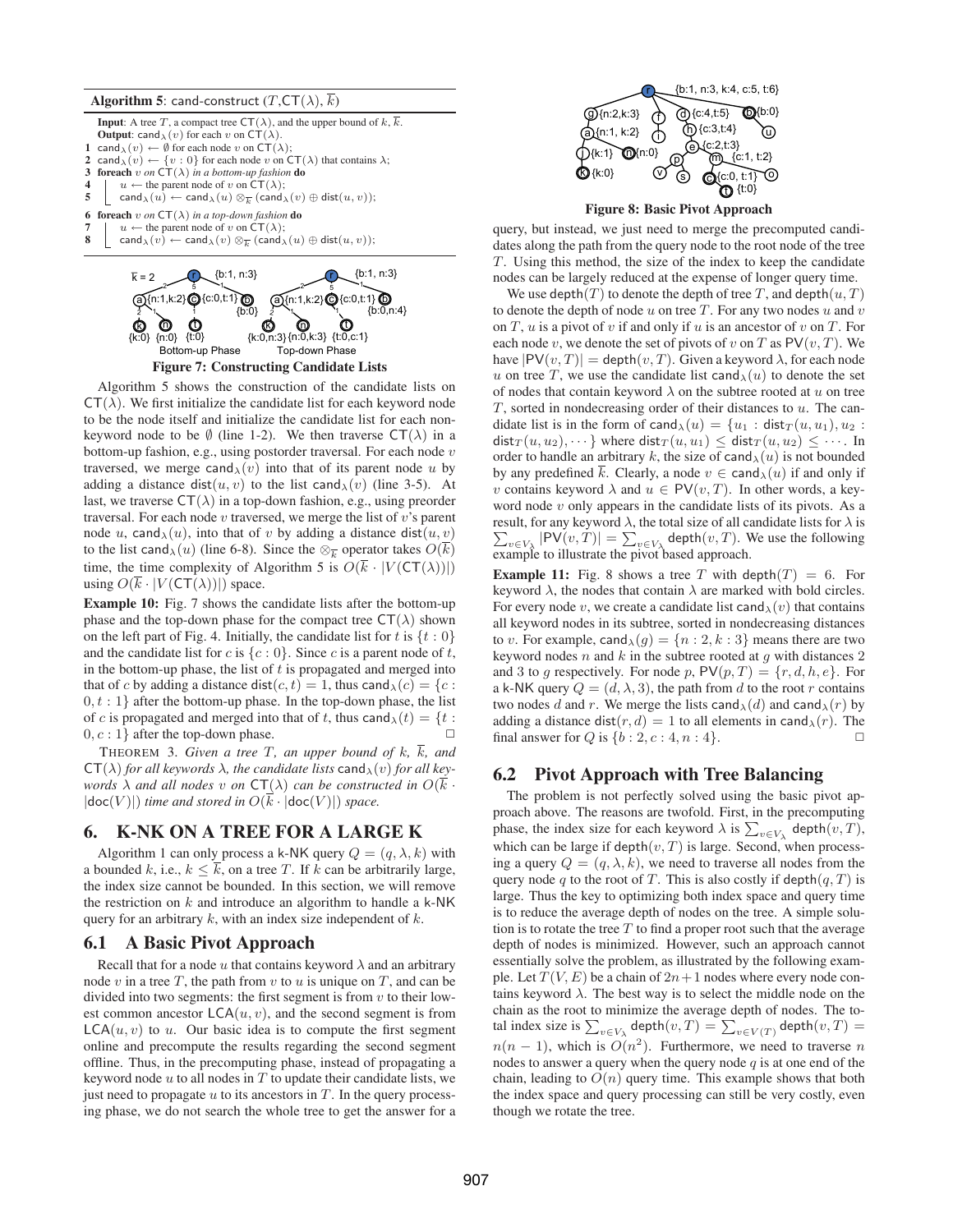**Algorithm 5**: cand-construct $(T, \mathsf{CT}(\lambda), \overline{k})$

**Input**: A tree $T$, a compact tree $\mathsf{CT}(\lambda)$, and the upper bound of $k$, $\overline{k}$.
**Output**: $\mathsf{cand}_\lambda(v)$ for each $v$ on $\mathsf{CT}(\lambda)$.

```
1 cand_λ(v) ← ∅ for each node v on CT(λ);
2 cand_λ(v) ← {v : 0} for each node v on CT(λ) that contains λ;
3 foreach v on CT(λ) in a bottom-up fashion do
4     u ← the parent node of v on CT(λ);
5     cand_λ(u) ← cand_λ(u) ⊗_k̄ (cand_λ(v) ⊕ dist(u, v));
6 foreach v on CT(λ) in a top-down fashion do
7     u ← the parent node of v on CT(λ);
8     cand_λ(v) ← cand_λ(v) ⊗_k̄ (cand_λ(u) ⊕ dist(u, v));
```

**Figure 7: Constructing Candidate Lists**

Algorithm 5 shows the construction of the candidate lists on $\mathsf{CT}(\lambda)$. We first initialize the candidate list for each keyword node to be the node itself and initialize the candidate list for each non-keyword node to be $\emptyset$ (line 1-2). We then traverse $\mathsf{CT}(\lambda)$ in a bottom-up fashion, e.g., using postorder traversal. For each node $v$ traversed, we merge $\mathsf{cand}_\lambda(v)$ into that of its parent node $u$ by adding a distance $\mathsf{dist}(u, v)$ to the list $\mathsf{cand}_\lambda(v)$ (line 3-5). At last, we traverse $\mathsf{CT}(\lambda)$ in a top-down fashion, e.g., using preorder traversal. For each node $v$ traversed, we merge the list of $v$'s parent node $u$, $\mathsf{cand}_\lambda(u)$, into that of $v$ by adding a distance $\mathsf{dist}(u, v)$ to the list $\mathsf{cand}_\lambda(u)$ (line 6-8). Since the $\otimes_{\overline{k}}$ operator takes $O(\overline{k})$ time, the time complexity of Algorithm 5 is $O(\overline{k} \cdot |V(\mathsf{CT}(\lambda))|)$ using $O(\overline{k} \cdot |V(\mathsf{CT}(\lambda))|)$ space.

**Example 10:** Fig. 7 shows the candidate lists after the bottom-up phase and the top-down phase for the compact tree $\mathsf{CT}(\lambda)$ shown on the left part of Fig. 4. Initially, the candidate list for $t$ is $\{t : 0\}$ and the candidate list for $c$ is $\{c : 0\}$. Since $c$ is a parent node of $t$, in the bottom-up phase, the list of $t$ is propagated and merged into that of $c$ by adding a distance $\mathsf{dist}(c, t) = 1$, thus $\mathsf{cand}_\lambda(c) = \{c : 0, t : 1\}$ after the bottom-up phase. In the top-down phase, the list of $c$ is propagated and merged into that of $t$, thus $\mathsf{cand}_\lambda(t) = \{t : 0, c : 1\}$ after the top-down phase. □

THEOREM 3. *Given a tree $T$, an upper bound of $k$, $\overline{k}$, and $\mathsf{CT}(\lambda)$ for all keywords $\lambda$, the candidate lists $\mathsf{cand}_\lambda(v)$ for all keywords $\lambda$ and all nodes $v$ on $\mathsf{CT}(\lambda)$ can be constructed in $O(\overline{k} \cdot |\mathsf{doc}(V)|)$ time and stored in $O(\overline{k} \cdot |\mathsf{doc}(V)|)$ space.*

## 6. K-NK ON A TREE FOR A LARGE K

Algorithm 1 can only process a k-NK query $Q = (q, \lambda, k)$ with a bounded $k$, i.e., $k \leq \overline{k}$, on a tree $T$. If $k$ can be arbitrarily large, the index size cannot be bounded. In this section, we will remove the restriction on $k$ and introduce an algorithm to handle a k-NK query for an arbitrary $k$, with an index size independent of $k$.

### 6.1 A Basic Pivot Approach

Recall that for a node $u$ that contains keyword $\lambda$ and an arbitrary node $v$ in a tree $T$, the path from $v$ to $u$ is unique on $T$, and can be divided into two segments: the first segment is from $v$ to their lowest common ancestor $\mathsf{LCA}(u, v)$, and the second segment is from $\mathsf{LCA}(u, v)$ to $u$. Our basic idea is to compute the first segment online and precompute the results regarding the second segment offline. Thus, in the precomputing phase, instead of propagating a keyword node $u$ to all nodes in $T$ to update their candidate lists, we just need to propagate $u$ to its ancestors in $T$. In the query processing phase, we do not search the whole tree to get the answer for a query, but instead, we just need to merge the precomputed candidates along the path from the query node to the root node of the tree $T$. Using this method, the size of the index to keep the candidate nodes can be largely reduced at the expense of longer query time.

**Figure 8: Basic Pivot Approach**

We use $\mathsf{depth}(T)$ to denote the depth of tree $T$, and $\mathsf{depth}(u, T)$ to denote the depth of node $u$ on tree $T$. For any two nodes $u$ and $v$ on $T$, $u$ is a pivot of $v$ if and only if $u$ is an ancestor of $v$ on $T$. For each node $v$, we denote the set of pivots of $v$ on $T$ as $\mathsf{PV}(v, T)$. We have $|\mathsf{PV}(v, T)| = \mathsf{depth}(v, T)$. Given a keyword $\lambda$, for each node $u$ on tree $T$, we use the candidate list $\mathsf{cand}_\lambda(u)$ to denote the set of nodes that contain keyword $\lambda$ on the subtree rooted at $u$ on tree $T$, sorted in nondecreasing order of their distances to $u$. The candidate list is in the form of $\mathsf{cand}_\lambda(u) = \{u_1 : \mathsf{dist}_T(u, u_1), u_2 : \mathsf{dist}_T(u, u_2), \cdots\}$ where $\mathsf{dist}_T(u, u_1) \leq \mathsf{dist}_T(u, u_2) \leq \cdots$. In order to handle an arbitrary $k$, the size of $\mathsf{cand}_\lambda(u)$ is not bounded by any predefined $\overline{k}$. Clearly, a node $v \in \mathsf{cand}_\lambda(u)$ if and only if $v$ contains keyword $\lambda$ and $u \in \mathsf{PV}(v, T)$. In other words, a keyword node $v$ only appears in the candidate lists of its pivots. As a result, for any keyword $\lambda$, the total size of all candidate lists for $\lambda$ is $\sum_{v \in V_\lambda} |\mathsf{PV}(v, T)| = \sum_{v \in V_\lambda} \mathsf{depth}(v, T)$. We use the following example to illustrate the pivot based approach.

**Example 11:** Fig. 8 shows a tree $T$ with $\mathsf{depth}(T) = 6$. For keyword $\lambda$, the nodes that contain $\lambda$ are marked with bold circles. For every node $v$, we create a candidate list $\mathsf{cand}_\lambda(v)$ that contains all keyword nodes in its subtree, sorted in nondecreasing distances to $v$. For example, $\mathsf{cand}_\lambda(g) = \{n : 2, k : 3\}$ means there are two keyword nodes $n$ and $k$ in the subtree rooted at $g$ with distances 2 and 3 to $g$ respectively. For node $p$, $\mathsf{PV}(p, T) = \{r, d, h, e\}$. For a k-NK query $Q = (d, \lambda, 3)$, the path from $d$ to the root $r$ contains two nodes $d$ and $r$. We merge the lists $\mathsf{cand}_\lambda(d)$ and $\mathsf{cand}_\lambda(r)$ by adding a distance $\mathsf{dist}(r, d) = 1$ to all elements in $\mathsf{cand}_\lambda(r)$. The final answer for $Q$ is $\{b : 2, c : 4, n : 4\}$. □

### 6.2 Pivot Approach with Tree Balancing

The problem is not perfectly solved using the basic pivot approach above. The reasons are twofold. First, in the precomputing phase, the index size for each keyword $\lambda$ is $\sum_{v \in V_\lambda} \mathsf{depth}(v, T)$, which can be large if $\mathsf{depth}(v, T)$ is large. Second, when processing a query $Q = (q, \lambda, k)$, we need to traverse all nodes from the query node $q$ to the root of $T$. This is also costly if $\mathsf{depth}(q, T)$ is large. Thus the key to optimizing both index space and query time is to reduce the average depth of nodes on the tree. A simple solution is to rotate the tree $T$ to find a proper root such that the average depth of nodes is minimized. However, such an approach cannot essentially solve the problem, as illustrated by the following example. Let $T(V, E)$ be a chain of $2n+1$ nodes where every node contains keyword $\lambda$. The best way is to select the middle node on the chain as the root to minimize the average depth of nodes. The total index size is $\sum_{v \in V_\lambda} \mathsf{depth}(v, T) = \sum_{v \in V(T)} \mathsf{depth}(v, T) = n(n-1)$, which is $O(n^2)$. Furthermore, we need to traverse $n$ nodes to answer a query when the query node $q$ is at one end of the chain, leading to $O(n)$ query time. This example shows that both the index space and query processing can still be very costly, even though we rotate the tree.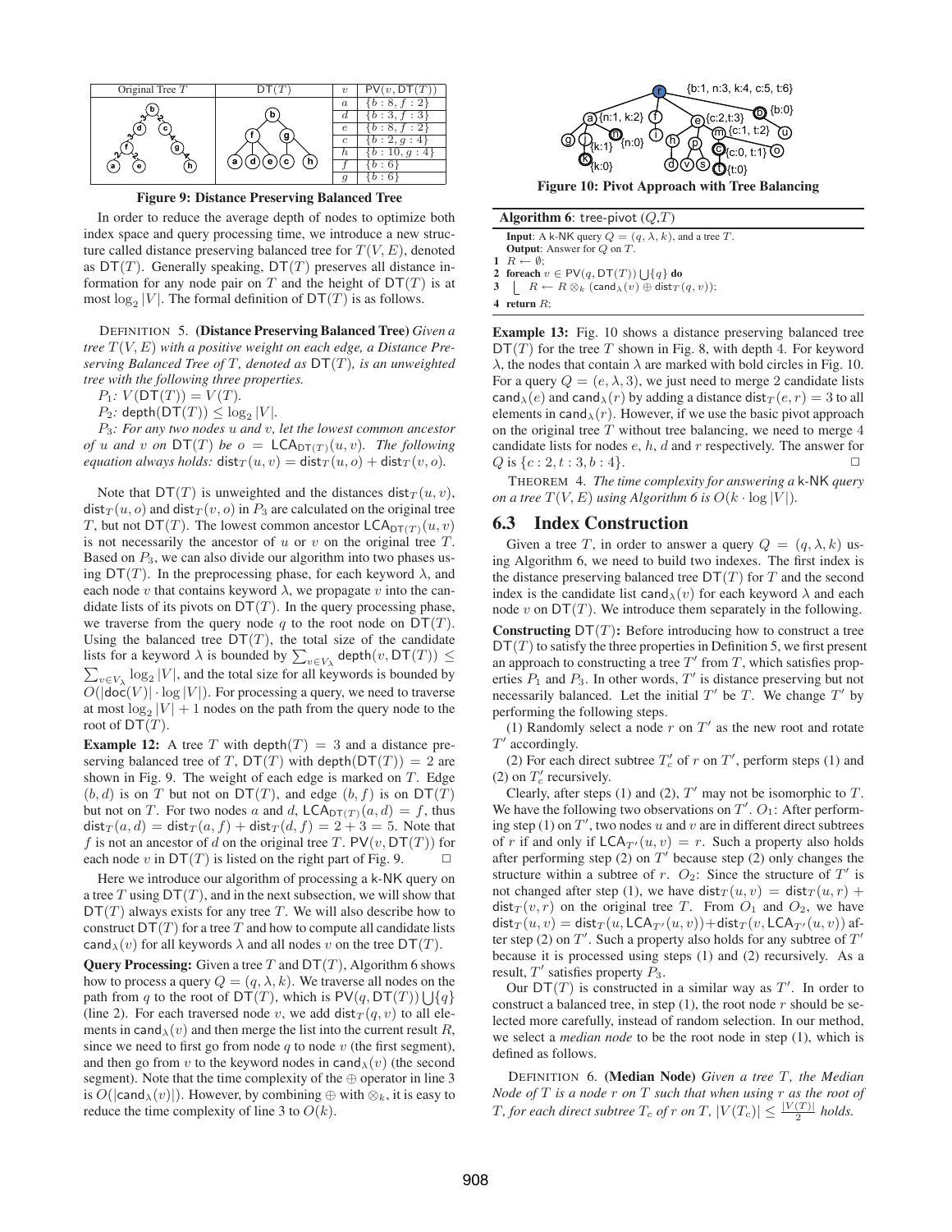| $v$ | $\mathsf{PV}(v, \mathsf{DT}(T))$ |
|---|---|
| $a$ | $\{b:8, f:2\}$ |
| $d$ | $\{b:3, f:3\}$ |
| $e$ | $\{b:8, f:2\}$ |
| $c$ | $\{b:2, g:4\}$ |
| $h$ | $\{b:10, g:4\}$ |
| $f$ | $\{b:6\}$ |
| $g$ | $\{b:6\}$ |

**Figure 9: Distance Preserving Balanced Tree**

In order to reduce the average depth of nodes to optimize both index space and query processing time, we introduce a new structure called distance preserving balanced tree for $T(V, E)$, denoted as $\mathsf{DT}(T)$. Generally speaking, $\mathsf{DT}(T)$ preserves all distance information for any node pair on $T$ and the height of $\mathsf{DT}(T)$ is at most $\log_2 |V|$. The formal definition of $\mathsf{DT}(T)$ is as follows.

DEFINITION 5. **(Distance Preserving Balanced Tree)** *Given a tree $T(V, E)$ with a positive weight on each edge, a Distance Preserving Balanced Tree of $T$, denoted as $\mathsf{DT}(T)$, is an unweighted tree with the following three properties.*

$P_1$*:* $V(\mathsf{DT}(T)) = V(T)$.

$P_2$*:* $\mathsf{depth}(\mathsf{DT}(T)) \leq \log_2 |V|$.

$P_3$*: For any two nodes $u$ and $v$, let the lowest common ancestor of $u$ and $v$ on $\mathsf{DT}(T)$ be $o = \mathsf{LCA}_{\mathsf{DT}(T)}(u, v)$. The following equation always holds:* $\mathsf{dist}_T(u, v) = \mathsf{dist}_T(u, o) + \mathsf{dist}_T(v, o)$.

Note that $\mathsf{DT}(T)$ is unweighted and the distances $\mathsf{dist}_T(u, v)$, $\mathsf{dist}_T(u, o)$ and $\mathsf{dist}_T(v, o)$ in $P_3$ are calculated on the original tree $T$, but not $\mathsf{DT}(T)$. The lowest common ancestor $\mathsf{LCA}_{\mathsf{DT}(T)}(u, v)$ is not necessarily the ancestor of $u$ or $v$ on the original tree $T$. Based on $P_3$, we can also divide our algorithm into two phases using $\mathsf{DT}(T)$. In the preprocessing phase, for each keyword $\lambda$, and each node $v$ that contains keyword $\lambda$, we propagate $v$ into the candidate lists of its pivots on $\mathsf{DT}(T)$. In the query processing phase, we traverse from the query node $q$ to the root node on $\mathsf{DT}(T)$. Using the balanced tree $\mathsf{DT}(T)$, the total size of the candidate lists for a keyword $\lambda$ is bounded by $\sum_{v \in V_\lambda} \mathsf{depth}(v, \mathsf{DT}(T)) \leq \sum_{v \in V_\lambda} \log_2 |V|$, and the total size for all keywords is bounded by $O(|\mathsf{doc}(V)| \cdot \log |V|)$. For processing a query, we need to traverse at most $\log_2 |V| + 1$ nodes on the path from the query node to the root of $\mathsf{DT}(T)$.

**Example 12:** A tree $T$ with $\mathsf{depth}(T) = 3$ and a distance preserving balanced tree of $T$, $\mathsf{DT}(T)$ with $\mathsf{depth}(\mathsf{DT}(T)) = 2$ are shown in Fig. 9. The weight of each edge is marked on $T$. Edge $(b, d)$ is on $T$ but not on $\mathsf{DT}(T)$, and edge $(b, f)$ is on $\mathsf{DT}(T)$ but not on $T$. For two nodes $a$ and $d$, $\mathsf{LCA}_{\mathsf{DT}(T)}(a, d) = f$, thus $\mathsf{dist}_T(a, d) = \mathsf{dist}_T(a, f) + \mathsf{dist}_T(d, f) = 2 + 3 = 5$. Note that $f$ is not an ancestor of $d$ on the original tree $T$. $\mathsf{PV}(v, \mathsf{DT}(T))$ for each node $v$ in $\mathsf{DT}(T)$ is listed on the right part of Fig. 9. $\square$

Here we introduce our algorithm of processing a k-NK query on a tree $T$ using $\mathsf{DT}(T)$, and in the next subsection, we will show that $\mathsf{DT}(T)$ always exists for any tree $T$. We will also describe how to construct $\mathsf{DT}(T)$ for a tree $T$ and how to compute all candidate lists $\mathsf{cand}_\lambda(v)$ for all keywords $\lambda$ and all nodes $v$ on the tree $\mathsf{DT}(T)$.

**Query Processing:** Given a tree $T$ and $\mathsf{DT}(T)$, Algorithm 6 shows how to process a query $Q = (q, \lambda, k)$. We traverse all nodes on the path from $q$ to the root of $\mathsf{DT}(T)$, which is $\mathsf{PV}(q, \mathsf{DT}(T)) \bigcup \{q\}$ (line 2). For each traversed node $v$, we add $\mathsf{dist}_T(q, v)$ to all elements in $\mathsf{cand}_\lambda(v)$ and then merge the list into the current result $R$, since we need to first go from node $q$ to node $v$ (the first segment), and then go from $v$ to the keyword nodes in $\mathsf{cand}_\lambda(v)$ (the second segment). Note that the time complexity of the $\oplus$ operator in line 3 is $O(|\mathsf{cand}_\lambda(v)|)$. However, by combining $\oplus$ with $\otimes_k$, it is easy to reduce the time complexity of line 3 to $O(k)$.

**Figure 10: Pivot Approach with Tree Balancing**

```
Algorithm 6: tree-pivot (Q,T)
Input: A k-NK query Q = (q, λ, k), and a tree T.
Output: Answer for Q on T.
1 R ← ∅;
2 foreach v ∈ PV(q, DT(T)) ⋃{q} do
3     R ← R ⊗_k (cand_λ(v) ⊕ dist_T(q, v));
4 return R;
```

**Example 13:** Fig. 10 shows a distance preserving balanced tree $\mathsf{DT}(T)$ for the tree $T$ shown in Fig. 8, with depth 4. For keyword $\lambda$, the nodes that contain $\lambda$ are marked with bold circles in Fig. 10. For a query $Q = (e, \lambda, 3)$, we just need to merge 2 candidate lists $\mathsf{cand}_\lambda(e)$ and $\mathsf{cand}_\lambda(r)$ by adding a distance $\mathsf{dist}_T(e, r) = 3$ to all elements in $\mathsf{cand}_\lambda(r)$. However, if we use the basic pivot approach on the original tree $T$ without tree balancing, we need to merge 4 candidate lists for nodes $e$, $h$, $d$ and $r$ respectively. The answer for $Q$ is $\{c:2, t:3, b:4\}$. $\square$

THEOREM 4. *The time complexity for answering a* k-NK *query on a tree $T(V, E)$ using Algorithm 6 is $O(k \cdot \log |V|)$.*

## 6.3 Index Construction

Given a tree $T$, in order to answer a query $Q = (q, \lambda, k)$ using Algorithm 6, we need to build two indexes. The first index is the distance preserving balanced tree $\mathsf{DT}(T)$ for $T$ and the second index is the candidate list $\mathsf{cand}_\lambda(v)$ for each keyword $\lambda$ and each node $v$ on $\mathsf{DT}(T)$. We introduce them separately in the following.

**Constructing $\mathsf{DT}(T)$:** Before introducing how to construct a tree $\mathsf{DT}(T)$ to satisfy the three properties in Definition 5, we first present an approach to constructing a tree $T'$ from $T$, which satisfies properties $P_1$ and $P_3$. In other words, $T'$ is distance preserving but not necessarily balanced. Let the initial $T'$ be $T$. We change $T'$ by performing the following steps.

(1) Randomly select a node $r$ on $T'$ as the new root and rotate $T'$ accordingly.

(2) For each direct subtree $T'_c$ of $r$ on $T'$, perform steps (1) and (2) on $T'_c$ recursively.

Clearly, after steps (1) and (2), $T'$ may not be isomorphic to $T$. We have the following two observations on $T'$. $O_1$: After performing step (1) on $T'$, two nodes $u$ and $v$ are in different direct subtrees of $r$ if and only if $\mathsf{LCA}_{T'}(u, v) = r$. Such a property also holds after performing step (2) on $T'$ because step (2) only changes the structure within a subtree of $r$. $O_2$: Since the structure of $T'$ is not changed after step (1), we have $\mathsf{dist}_T(u, v) = \mathsf{dist}_T(u, r) + \mathsf{dist}_T(v, r)$ on the original tree $T$. From $O_1$ and $O_2$, we have $\mathsf{dist}_T(u, v) = \mathsf{dist}_T(u, \mathsf{LCA}_{T'}(u, v)) + \mathsf{dist}_T(v, \mathsf{LCA}_{T'}(u, v))$ after step (2) on $T'$. Such a property also holds for any subtree of $T'$ because it is processed using steps (1) and (2) recursively. As a result, $T'$ satisfies property $P_3$.

Our $\mathsf{DT}(T)$ is constructed in a similar way as $T'$. In order to construct a balanced tree, in step (1), the root node $r$ should be selected more carefully, instead of random selection. In our method, we select a *median node* to be the root node in step (1), which is defined as follows.

DEFINITION 6. **(Median Node)** *Given a tree $T$, the Median Node of $T$ is a node $r$ on $T$ such that when using $r$ as the root of $T$, for each direct subtree $T_c$ of $r$ on $T$, $|V(T_c)| \leq \frac{|V(T)|}{2}$ holds.*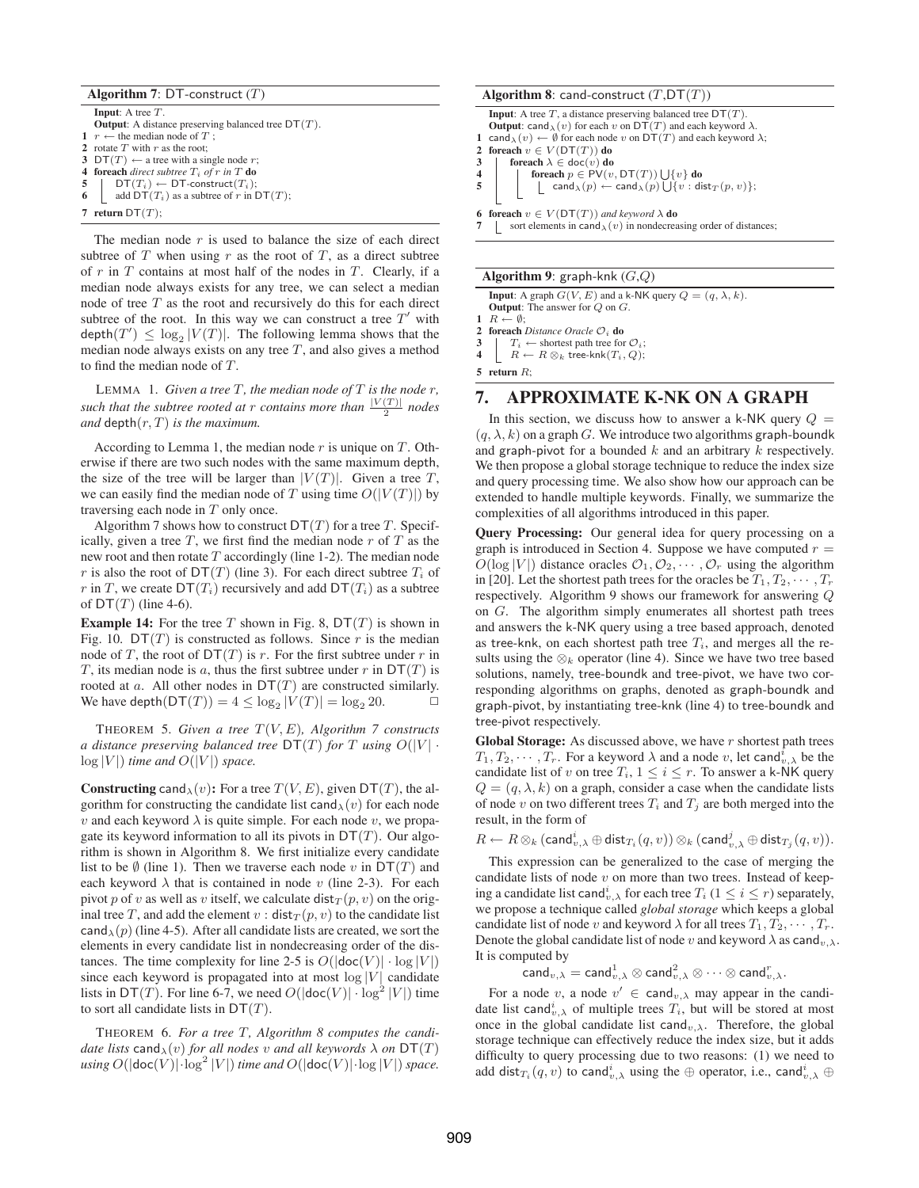**Algorithm 7**: DT-construct ($T$)

```
Input: A tree T.
Output: A distance preserving balanced tree DT(T).
1 r ← the median node of T ;
2 rotate T with r as the root;
3 DT(T) ← a tree with a single node r;
4 foreach direct subtree T_i of r in T do
5     DT(T_i) ← DT-construct(T_i);
6     add DT(T_i) as a subtree of r in DT(T);
7 return DT(T);
```

The median node $r$ is used to balance the size of each direct subtree of $T$ when using $r$ as the root of $T$, as a direct subtree of $r$ in $T$ contains at most half of the nodes in $T$. Clearly, if a median node always exists for any tree, we can select a median node of tree $T$ as the root and recursively do this for each direct subtree of the root. In this way we can construct a tree $T'$ with $\mathsf{depth}(T') \leq \log_2 |V(T)|$. The following lemma shows that the median node always exists on any tree $T$, and also gives a method to find the median node of $T$.

LEMMA 1. *Given a tree $T$, the median node of $T$ is the node $r$, such that the subtree rooted at $r$ contains more than $\frac{|V(T)|}{2}$ nodes and $\mathsf{depth}(r, T)$ is the maximum.*

According to Lemma 1, the median node $r$ is unique on $T$. Otherwise if there are two such nodes with the same maximum depth, the size of the tree will be larger than $|V(T)|$. Given a tree $T$, we can easily find the median node of $T$ using time $O(|V(T)|)$ by traversing each node in $T$ only once.

Algorithm 7 shows how to construct $\mathsf{DT}(T)$ for a tree $T$. Specifically, given a tree $T$, we first find the median node $r$ of $T$ as the new root and then rotate $T$ accordingly (line 1-2). The median node $r$ is also the root of $\mathsf{DT}(T)$ (line 3). For each direct subtree $T_i$ of $r$ in $T$, we create $\mathsf{DT}(T_i)$ recursively and add $\mathsf{DT}(T_i)$ as a subtree of $\mathsf{DT}(T)$ (line 4-6).

**Example 14:** For the tree $T$ shown in Fig. 8, $\mathsf{DT}(T)$ is shown in Fig. 10. $\mathsf{DT}(T)$ is constructed as follows. Since $r$ is the median node of $T$, the root of $\mathsf{DT}(T)$ is $r$. For the first subtree under $r$ in $T$, its median node is $a$, thus the first subtree under $r$ in $\mathsf{DT}(T)$ is rooted at $a$. All other nodes in $\mathsf{DT}(T)$ are constructed similarly. We have $\mathsf{depth}(\mathsf{DT}(T)) = 4 \leq \log_2 |V(T)| = \log_2 20$. □

THEOREM 5. *Given a tree $T(V, E)$, Algorithm 7 constructs a distance preserving balanced tree $\mathsf{DT}(T)$ for $T$ using $O(|V| \cdot \log |V|)$ time and $O(|V|)$ space.*

**Constructing $\mathsf{cand}_\lambda(v)$:** For a tree $T(V, E)$, given $\mathsf{DT}(T)$, the algorithm for constructing the candidate list $\mathsf{cand}_\lambda(v)$ for each node $v$ and each keyword $\lambda$ is quite simple. For each node $v$, we propagate its keyword information to all its pivots in $\mathsf{DT}(T)$. Our algorithm is shown in Algorithm 8. We first initialize every candidate list to be $\emptyset$ (line 1). Then we traverse each node $v$ in $\mathsf{DT}(T)$ and each keyword $\lambda$ that is contained in node $v$ (line 2-3). For each pivot $p$ of $v$ as well as $v$ itself, we calculate $\mathsf{dist}_T(p, v)$ on the original tree $T$, and add the element $v : \mathsf{dist}_T(p, v)$ to the candidate list $\mathsf{cand}_\lambda(p)$ (line 4-5). After all candidate lists are created, we sort the elements in every candidate list in nondecreasing order of the distances. The time complexity for line 2-5 is $O(|\mathsf{doc}(V)| \cdot \log |V|)$ since each keyword is propagated into at most $\log |V|$ candidate lists in $\mathsf{DT}(T)$. For line 6-7, we need $O(|\mathsf{doc}(V)| \cdot \log^2 |V|)$ time to sort all candidate lists in $\mathsf{DT}(T)$.

THEOREM 6. *For a tree $T$, Algorithm 8 computes the candidate lists $\mathsf{cand}_\lambda(v)$ for all nodes $v$ and all keywords $\lambda$ on $\mathsf{DT}(T)$ using $O(|\mathsf{doc}(V)| \cdot \log^2 |V|)$ time and $O(|\mathsf{doc}(V)| \cdot \log |V|)$ space.*

**Algorithm 8**: cand-construct ($T$,$\mathsf{DT}(T)$)

```
Input: A tree T, a distance preserving balanced tree DT(T).
Output: cand_λ(v) for each v on DT(T) and each keyword λ.
1 cand_λ(v) ← ∅ for each node v on DT(T) and each keyword λ;
2 foreach v ∈ V(DT(T)) do
3     foreach λ ∈ doc(v) do
4         foreach p ∈ PV(v, DT(T)) ⋃ {v} do
5             cand_λ(p) ← cand_λ(p) ⋃ {v : dist_T(p, v)};
6 foreach v ∈ V(DT(T)) and keyword λ do
7     sort elements in cand_λ(v) in nondecreasing order of distances;
```

**Algorithm 9**: graph-knk ($G$,$Q$)

```
Input: A graph G(V, E) and a k-NK query Q = (q, λ, k).
Output: The answer for Q on G.
1 R ← ∅;
2 foreach Distance Oracle O_i do
3     T_i ← shortest path tree for O_i;
4     R ← R ⊗_k tree-knk(T_i, Q);
5 return R;
```

## 7. APPROXIMATE K-NK ON A GRAPH

In this section, we discuss how to answer a k-NK query $Q = (q, \lambda, k)$ on a graph $G$. We introduce two algorithms graph-boundk and graph-pivot for a bounded $k$ and an arbitrary $k$ respectively. We then propose a global storage technique to reduce the index size and query processing time. We also show how our approach can be extended to handle multiple keywords. Finally, we summarize the complexities of all algorithms introduced in this paper.

**Query Processing:** Our general idea for query processing on a graph is introduced in Section 4. Suppose we have computed $r = O(\log |V|)$ distance oracles $\mathcal{O}_1, \mathcal{O}_2, \cdots, \mathcal{O}_r$ using the algorithm in [20]. Let the shortest path trees for the oracles be $T_1, T_2, \cdots, T_r$ respectively. Algorithm 9 shows our framework for answering $Q$ on $G$. The algorithm simply enumerates all shortest path trees and answers the k-NK query using a tree based approach, denoted as tree-knk, on each shortest path tree $T_i$, and merges all the results using the $\otimes_k$ operator (line 4). Since we have two tree based solutions, namely, tree-boundk and tree-pivot, we have two corresponding algorithms on graphs, denoted as graph-boundk and graph-pivot, by instantiating tree-knk (line 4) to tree-boundk and tree-pivot respectively.

**Global Storage:** As discussed above, we have $r$ shortest path trees $T_1, T_2, \cdots, T_r$. For a keyword $\lambda$ and a node $v$, let $\mathsf{cand}^i_{v,\lambda}$ be the candidate list of $v$ on tree $T_i$, $1 \leq i \leq r$. To answer a k-NK query $Q = (q, \lambda, k)$ on a graph, consider a case when the candidate lists of node $v$ on two different trees $T_i$ and $T_j$ are both merged into the result, in the form of

$$R \leftarrow R \otimes_k (\mathsf{cand}^i_{v,\lambda} \oplus \mathsf{dist}_{T_i}(q, v)) \otimes_k (\mathsf{cand}^j_{v,\lambda} \oplus \mathsf{dist}_{T_j}(q, v)).$$

This expression can be generalized to the case of merging the candidate lists of node $v$ on more than two trees. Instead of keeping a candidate list $\mathsf{cand}^i_{v,\lambda}$ for each tree $T_i$ ($1 \leq i \leq r$) separately, we propose a technique called *global storage* which keeps a global candidate list of node $v$ and keyword $\lambda$ for all trees $T_1, T_2, \cdots, T_r$. Denote the global candidate list of node $v$ and keyword $\lambda$ as $\mathsf{cand}_{v,\lambda}$. It is computed by

$$\mathsf{cand}_{v,\lambda} = \mathsf{cand}^1_{v,\lambda} \otimes \mathsf{cand}^2_{v,\lambda} \otimes \cdots \otimes \mathsf{cand}^r_{v,\lambda}.$$

For a node $v$, a node $v' \in \mathsf{cand}_{v,\lambda}$ may appear in the candidate list $\mathsf{cand}^i_{v,\lambda}$ of multiple trees $T_i$, but will be stored at most once in the global candidate list $\mathsf{cand}_{v,\lambda}$. Therefore, the global storage technique can effectively reduce the index size, but it adds difficulty to query processing due to two reasons: (1) we need to add $\mathsf{dist}_{T_i}(q, v)$ to $\mathsf{cand}^i_{v,\lambda}$ using the $\oplus$ operator, i.e., $\mathsf{cand}^i_{v,\lambda} \oplus$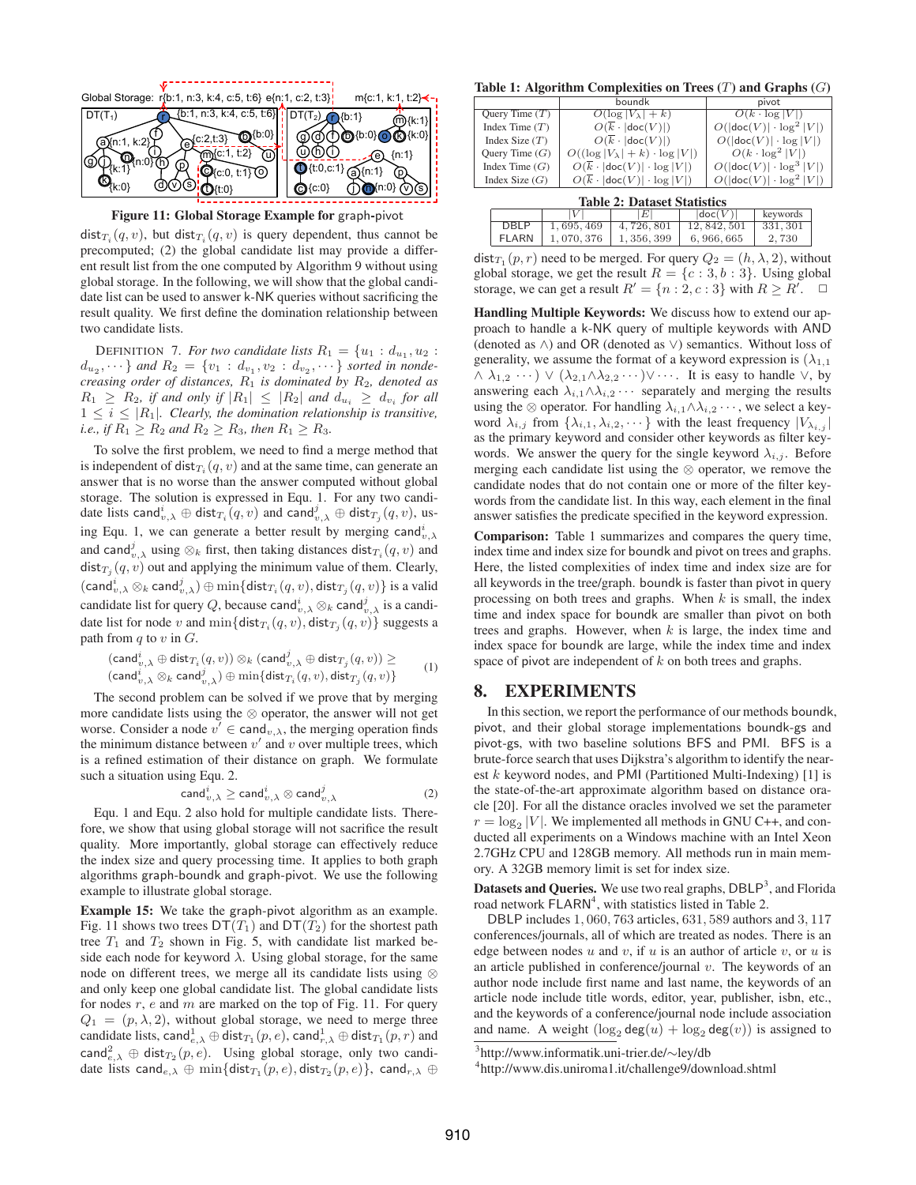Figure 11: Global Storage Example for graph-pivot

$\mathsf{dist}_{T_i}(q, v)$, but $\mathsf{dist}_{T_i}(q, v)$ is query dependent, thus cannot be precomputed; (2) the global candidate list may provide a different result list from the one computed by Algorithm 9 without using global storage. In the following, we will show that the global candidate list can be used to answer k-NK queries without sacrificing the result quality. We first define the domination relationship between two candidate lists.

DEFINITION 7. *For two candidate lists $R_1 = \{u_1 : d_{u_1}, u_2 : d_{u_2}, \cdots\}$ and $R_2 = \{v_1 : d_{v_1}, v_2 : d_{v_2}, \cdots\}$ sorted in nondecreasing order of distances, $R_1$ is dominated by $R_2$, denoted as $R_1 \geq R_2$, if and only if $|R_1| \leq |R_2|$ and $d_{u_i} \geq d_{v_i}$ for all $1 \leq i \leq |R_1|$. Clearly, the domination relationship is transitive, i.e., if $R_1 \geq R_2$ and $R_2 \geq R_3$, then $R_1 \geq R_3$.*

To solve the first problem, we need to find a merge method that is independent of $\mathsf{dist}_{T_i}(q, v)$ and at the same time, can generate an answer that is no worse than the answer computed without global storage. The solution is expressed in Equ. 1. For any two candidate lists $\mathsf{cand}^i_{v,\lambda} \oplus \mathsf{dist}_{T_i}(q, v)$ and $\mathsf{cand}^j_{v,\lambda} \oplus \mathsf{dist}_{T_j}(q, v)$, using Equ. 1, we can generate a better result by merging $\mathsf{cand}^i_{v,\lambda}$ and $\mathsf{cand}^j_{v,\lambda}$ using $\otimes_k$ first, then taking distances $\mathsf{dist}_{T_i}(q, v)$ and $\mathsf{dist}_{T_j}(q, v)$ out and applying the minimum value of them. Clearly, $(\mathsf{cand}^i_{v,\lambda} \otimes_k \mathsf{cand}^j_{v,\lambda}) \oplus \min\{\mathsf{dist}_{T_i}(q, v), \mathsf{dist}_{T_j}(q, v)\}$ is a valid candidate list for query $Q$, because $\mathsf{cand}^i_{v,\lambda} \otimes_k \mathsf{cand}^j_{v,\lambda}$ is a candidate list for node $v$ and $\min\{\mathsf{dist}_{T_i}(q, v), \mathsf{dist}_{T_j}(q, v)\}$ suggests a path from $q$ to $v$ in $G$.

$$(\mathsf{cand}^i_{v,\lambda} \oplus \mathsf{dist}_{T_i}(q, v)) \otimes_k (\mathsf{cand}^j_{v,\lambda} \oplus \mathsf{dist}_{T_j}(q, v)) \geq (\mathsf{cand}^i_{v,\lambda} \otimes_k \mathsf{cand}^j_{v,\lambda}) \oplus \min\{\mathsf{dist}_{T_i}(q, v), \mathsf{dist}_{T_j}(q, v)\} \quad (1)$$

The second problem can be solved if we prove that by merging more candidate lists using the $\otimes$ operator, the answer will not get worse. Consider a node $v' \in \mathsf{cand}_{v,\lambda}$, the merging operation finds the minimum distance between $v'$ and $v$ over multiple trees, which is a refined estimation of their distance on graph. We formulate such a situation using Equ. 2.

$$\mathsf{cand}^i_{v,\lambda} \geq \mathsf{cand}^i_{v,\lambda} \otimes \mathsf{cand}^j_{v,\lambda} \quad (2)$$

Equ. 1 and Equ. 2 also hold for multiple candidate lists. Therefore, we show that using global storage will not sacrifice the result quality. More importantly, global storage can effectively reduce the index size and query processing time. It applies to both graph algorithms graph-boundk and graph-pivot. We use the following example to illustrate global storage.

**Example 15:** We take the graph-pivot algorithm as an example. Fig. 11 shows two trees $\mathsf{DT}(T_1)$ and $\mathsf{DT}(T_2)$ for the shortest path tree $T_1$ and $T_2$ shown in Fig. 5, with candidate list marked beside each node for keyword $\lambda$. Using global storage, for the same node on different trees, we merge all its candidate lists using $\otimes$ and only keep one global candidate list. The global candidate lists for nodes $r$, $e$ and $m$ are marked on the top of Fig. 11. For query $Q_1 = (p, \lambda, 2)$, without global storage, we need to merge three candidate lists, $\mathsf{cand}^1_{e,\lambda} \oplus \mathsf{dist}_{T_1}(p, e)$, $\mathsf{cand}^1_{r,\lambda} \oplus \mathsf{dist}_{T_1}(p, r)$ and $\mathsf{cand}^2_{e,\lambda} \oplus \mathsf{dist}_{T_2}(p, e)$. Using global storage, only two candidate lists $\mathsf{cand}_{e,\lambda} \oplus \min\{\mathsf{dist}_{T_1}(p, e), \mathsf{dist}_{T_2}(p, e)\}$, $\mathsf{cand}_{r,\lambda} \oplus \mathsf{dist}_{T_1}(p, r)$ need to be merged. For query $Q_2 = (h, \lambda, 2)$, without global storage, we get the result $R = \{c : 3, b : 3\}$. Using global storage, we can get a result $R' = \{n : 2, c : 3\}$ with $R \geq R'$. $\Box$

**Handling Multiple Keywords:** We discuss how to extend our approach to handle a k-NK query of multiple keywords with AND (denoted as $\wedge$) and OR (denoted as $\vee$) semantics. Without loss of generality, we assume the format of a keyword expression is $(\lambda_{1,1} \wedge \lambda_{1,2} \cdots) \vee (\lambda_{2,1} \wedge \lambda_{2,2} \cdots) \vee \cdots$. It is easy to handle $\vee$, by answering each $\lambda_{i,1} \wedge \lambda_{i,2} \cdots$ separately and merging the results using the $\otimes$ operator. For handling $\lambda_{i,1} \wedge \lambda_{i,2} \cdots$, we select a keyword $\lambda_{i,j}$ from $\{\lambda_{i,1}, \lambda_{i,2}, \cdots\}$ with the least frequency $|V_{\lambda_{i,j}}|$ as the primary keyword and consider other keywords as filter keywords. We answer the query for the single keyword $\lambda_{i,j}$. Before merging each candidate list using the $\otimes$ operator, we remove the candidate nodes that do not contain one or more of the filter keywords from the candidate list. In this way, each element in the final answer satisfies the predicate specified in the keyword expression.

**Comparison:** Table 1 summarizes and compares the query time, index time and index size for boundk and pivot on trees and graphs. Here, the listed complexities of index time and index size are for all keywords in the tree/graph. boundk is faster than pivot in query processing on both trees and graphs. When $k$ is small, the index time and index space for boundk are smaller than pivot on both trees and graphs. However, when $k$ is large, the index time and index space for boundk are large, while the index time and index space of pivot are independent of $k$ on both trees and graphs.

**Table 1: Algorithm Complexities on Trees ($T$) and Graphs ($G$)**

| | boundk | pivot |
|---|---|---|
| Query Time ($T$) | $O(\log \lvert V_\lambda \rvert + k)$ | $O(k \cdot \log \lvert V \rvert)$ |
| Index Time ($T$) | $O(\overline{k} \cdot \lvert \mathsf{doc}(V) \rvert)$ | $O(\lvert \mathsf{doc}(V) \rvert \cdot \log^2 \lvert V \rvert)$ |
| Index Size ($T$) | $O(\overline{k} \cdot \lvert \mathsf{doc}(V) \rvert)$ | $O(\lvert \mathsf{doc}(V) \rvert \cdot \log \lvert V \rvert)$ |
| Query Time ($G$) | $O((\log \lvert V_\lambda \rvert + k) \cdot \log \lvert V \rvert)$ | $O(k \cdot \log^2 \lvert V \rvert)$ |
| Index Time ($G$) | $O(\overline{k} \cdot \lvert \mathsf{doc}(V) \rvert \cdot \log \lvert V \rvert)$ | $O(\lvert \mathsf{doc}(V) \rvert \cdot \log^3 \lvert V \rvert)$ |
| Index Size ($G$) | $O(\overline{k} \cdot \lvert \mathsf{doc}(V) \rvert \cdot \log \lvert V \rvert)$ | $O(\lvert \mathsf{doc}(V) \rvert \cdot \log^2 \lvert V \rvert)$ |

**Table 2: Dataset Statistics**

| | $\lvert V \rvert$ | $\lvert E \rvert$ | $\lvert \mathsf{doc}(V) \rvert$ | keywords |
|---|---|---|---|---|
| DBLP | 1,695,469 | 4,726,801 | 12,842,501 | 331,301 |
| FLARN | 1,070,376 | 1,356,399 | 6,966,665 | 2,730 |

## 8. EXPERIMENTS

In this section, we report the performance of our methods boundk, pivot, and their global storage implementations boundk-gs and pivot-gs, with two baseline solutions BFS and PMI. BFS is a brute-force search that uses Dijkstra's algorithm to identify the nearest $k$ keyword nodes, and PMI (Partitioned Multi-Indexing) [1] is the state-of-the-art approximate algorithm based on distance oracle [20]. For all the distance oracles involved we set the parameter $r = \log_2 |V|$. We implemented all methods in GNU C++, and conducted all experiments on a Windows machine with an Intel Xeon 2.7GHz CPU and 128GB memory. All methods run in main memory. A 32GB memory limit is set for index size.

**Datasets and Queries.** We use two real graphs, DBLP[3], and Florida road network FLARN[4], with statistics listed in Table 2.

DBLP includes 1,060,763 articles, 631,589 authors and 3,117 conferences/journals, all of which are treated as nodes. There is an edge between nodes $u$ and $v$, if $u$ is an author of article $v$, or $u$ is an article published in conference/journal $v$. The keywords of an author node include first name and last name, the keywords of an article node include title words, editor, year, publisher, isbn, etc., and the keywords of a conference/journal node include association and name. A weight $(\log_2 \mathsf{deg}(u) + \log_2 \mathsf{deg}(v))$ is assigned to

[3] http://www.informatik.uni-trier.de/~ley/db

[4] http://www.dis.uniroma1.it/challenge9/download.shtml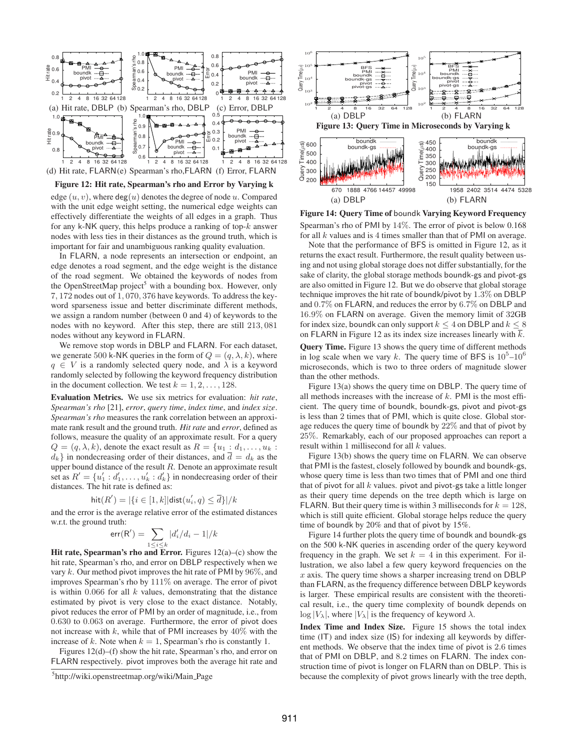(a) Hit rate, DBLP (b) Spearman's rho, DBLP (c) Error, DBLP

(d) Hit rate, FLARN (e) Spearman's rho, FLARN (f) Error, FLARN

**Figure 12: Hit rate, Spearman's rho and Error by Varying k**

edge $(u, v)$, where $\mathsf{deg}(u)$ denotes the degree of node $u$. Compared with the unit edge weight setting, the numerical edge weights can effectively differentiate the weights of all edges in a graph. Thus for any k-NK query, this helps produce a ranking of top-$k$ answer nodes with less ties in their distances as the ground truth, which is important for fair and unambiguous ranking quality evaluation.

In FLARN, a node represents an intersection or endpoint, an edge denotes a road segment, and the edge weight is the distance of the road segment. We obtained the keywords of nodes from the OpenStreetMap project[5] with a bounding box. However, only 7,172 nodes out of 1,070,376 have keywords. To address the keyword sparseness issue and better discriminate different methods, we assign a random number (between 0 and 4) of keywords to the nodes with no keyword. After this step, there are still 213,081 nodes without any keyword in FLARN.

We remove stop words in DBLP and FLARN. For each dataset, we generate 500 k-NK queries in the form of $Q = (q, \lambda, k)$, where $q \in V$ is a randomly selected query node, and $\lambda$ is a keyword randomly selected by following the keyword frequency distribution in the document collection. We test $k = 1, 2, \ldots, 128$.

**Evaluation Metrics.** We use six metrics for evaluation: *hit rate*, *Spearman's rho* [21], *error*, *query time*, *index time*, and *index size*. *Spearman's rho* measures the rank correlation between an approximate rank result and the ground truth. *Hit rate* and *error*, defined as follows, measure the quality of an approximate result. For a query $Q = (q, \lambda, k)$, denote the exact result as $R = \{u_1 : d_1, \ldots, u_k : d_k\}$ in nondecreasing order of their distances, and $\overline{d} = d_k$ as the upper bound distance of the result $R$. Denote an approximate result set as $R' = \{u'_1 : d'_1, \ldots, u'_k : d'_k\}$ in nondecreasing order of their distances. The hit rate is defined as:

$$\mathsf{hit}(R') = |\{i \in [1,k] | \mathsf{dist}(u'_i, q) \leq \overline{d}\}|/k$$

and the error is the average relative error of the estimated distances w.r.t. the ground truth:

$$\mathsf{err}(\mathsf{R}') = \sum_{1 \leq i \leq k} |d'_i/d_i - 1|/k$$

**Hit rate, Spearman's rho and Error.** Figures 12(a)–(c) show the hit rate, Spearman's rho, and error on DBLP respectively when we vary $k$. Our method pivot improves the hit rate of PMI by 96%, and improves Spearman's rho by 111% on average. The error of pivot is within 0.066 for all $k$ values, demonstrating that the distance estimated by pivot is very close to the exact distance. Notably, pivot reduces the error of PMI by an order of magnitude, i.e., from 0.630 to 0.063 on average. Furthermore, the error of pivot does not increase with $k$, while that of PMI increases by 40% with the increase of $k$. Note when $k = 1$, Spearman's rho is constantly 1.

Figures 12(d)–(f) show the hit rate, Spearman's rho, and error on FLARN respectively. pivot improves both the average hit rate and Spearman's rho of PMI by 14%. The error of pivot is below 0.168 for all $k$ values and is 4 times smaller than that of PMI on average.

Note that the performance of BFS is omitted in Figure 12, as it returns the exact result. Furthermore, the result quality between using and not using global storage does not differ substantially, for the sake of clarity, the global storage methods boundk-gs and pivot-gs are also omitted in Figure 12. But we do observe that global storage technique improves the hit rate of boundk/pivot by 1.3% on DBLP and 0.7% on FLARN, and reduces the error by 6.7% on DBLP and 16.9% on FLARN on average. Given the memory limit of 32GB for index size, boundk can only support $k \leq 4$ on DBLP and $k \leq 8$ on FLARN in Figure 12 as its index size increases linearly with $\overline{k}$.

[5] http://wiki.openstreetmap.org/wiki/Main_Page

(a) DBLP (b) FLARN

**Figure 13: Query Time in Microseconds by Varying k**

(a) DBLP (b) FLARN

**Figure 14: Query Time of boundk Varying Keyword Frequency**

**Query Time.** Figure 13 shows the query time of different methods in log scale when we vary $k$. The query time of BFS is $10^5$–$10^6$ microseconds, which is two to three orders of magnitude slower than the other methods.

Figure 13(a) shows the query time on DBLP. The query time of all methods increases with the increase of $k$. PMI is the most efficient. The query time of boundk, boundk-gs, pivot and pivot-gs is less than 2 times that of PMI, which is quite close. Global storage reduces the query time of boundk by 22% and that of pivot by 25%. Remarkably, each of our proposed approaches can report a result within 1 millisecond for all $k$ values.

Figure 13(b) shows the query time on FLARN. We can observe that PMI is the fastest, closely followed by boundk and boundk-gs, whose query time is less than two times that of PMI and one third that of pivot for all $k$ values. pivot and pivot-gs take a little longer as their query time depends on the tree depth which is large on FLARN. But their query time is within 3 milliseconds for $k = 128$, which is still quite efficient. Global storage helps reduce the query time of boundk by 20% and that of pivot by 15%.

Figure 14 further plots the query time of boundk and boundk-gs on the 500 k-NK queries in ascending order of the query keyword frequency in the graph. We set $k = 4$ in this experiment. For illustration, we also label a few query keyword frequencies on the $x$ axis. The query time shows a sharper increasing trend on DBLP than FLARN, as the frequency difference between DBLP keywords is larger. These empirical results are consistent with the theoretical result, i.e., the query time complexity of boundk depends on $\log |V_\lambda|$, where $|V_\lambda|$ is the frequency of keyword $\lambda$.

**Index Time and Index Size.** Figure 15 shows the total index time (IT) and index size (IS) for indexing all keywords by different methods. We observe that the index time of pivot is 2.6 times that of PMI on DBLP, and 8.2 times on FLARN. The index construction time of pivot is longer on FLARN than on DBLP. This is because the complexity of pivot grows linearly with the tree depth,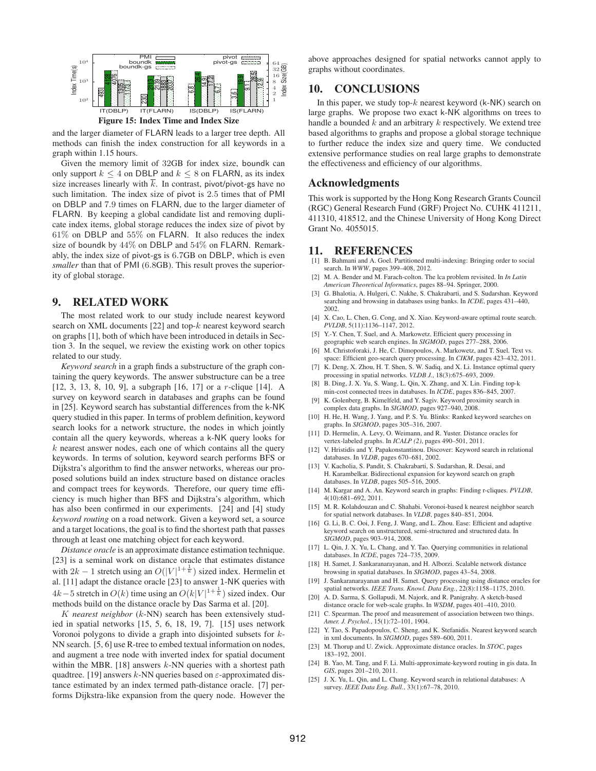PMI
boundk
boundk-gs
pivot
pivot-gs

Index Time(s)
Index Size(GB)

$10^4$
$10^3$
$10^2$

64
32
16
8
4
2
1

493
1.2k
4076
3305
1173
230
2111
2130
1883
2037
6.8
23.4
14.9
17.2
6.7
3.6
19.8
9.1
26.5
12.9

IT(DBLP) IT(FLARN) IS(DBLP) IS(FLARN)

**Figure 15: Index Time and Index Size**

and the larger diameter of FLARN leads to a larger tree depth. All methods can finish the index construction for all keywords in a graph within 1.15 hours.

Given the memory limit of 32GB for index size, boundk can only support $k \leq 4$ on DBLP and $k \leq 8$ on FLARN, as its index size increases linearly with $\overline{k}$. In contrast, pivot/pivot-gs have no such limitation. The index size of pivot is 2.5 times that of PMI on DBLP and 7.9 times on FLARN, due to the larger diameter of FLARN. By keeping a global candidate list and removing duplicate index items, global storage reduces the index size of pivot by 61% on DBLP and 55% on FLARN. It also reduces the index size of boundk by 44% on DBLP and 54% on FLARN. Remarkably, the index size of pivot-gs is 6.7GB on DBLP, which is even *smaller* than that of PMI (6.8GB). This result proves the superiority of global storage.

## 9. RELATED WORK

The most related work to our study include nearest keyword search on XML documents [22] and top-$k$ nearest keyword search on graphs [1], both of which have been introduced in details in Section 3. In the sequel, we review the existing work on other topics related to our study.

*Keyword search* in a graph finds a substructure of the graph containing the query keywords. The answer substructure can be a tree [12, 3, 13, 8, 10, 9], a subgraph [16, 17] or a $r$-clique [14]. A survey on keyword search in databases and graphs can be found in [25]. Keyword search has substantial differences from the k-NK query studied in this paper. In terms of problem definition, keyword search looks for a network structure, the nodes in which jointly contain all the query keywords, whereas a k-NK query looks for $k$ nearest answer nodes, each one of which contains all the query keywords. In terms of solution, keyword search performs BFS or Dijkstra's algorithm to find the answer networks, whereas our proposed solutions build an index structure based on distance oracles and compact trees for keywords. Therefore, our query time efficiency is much higher than BFS and Dijkstra's algorithm, which has also been confirmed in our experiments. [24] and [4] study *keyword routing* on a road network. Given a keyword set, a source and a target locations, the goal is to find the shortest path that passes through at least one matching object for each keyword.

*Distance oracle* is an approximate distance estimation technique. [23] is a seminal work on distance oracle that estimates distance with $2k-1$ stretch using an $O(|V|^{1+\frac{1}{k}})$ sized index. Hermelin et al. [11] adapt the distance oracle [23] to answer 1-NK queries with $4k-5$ stretch in $O(k)$ time using an $O(k|V|^{1+\frac{1}{k}})$ sized index. Our methods build on the distance oracle by Das Sarma et al. [20].

*K nearest neighbor* ($k$-NN) search has been extensively studied in spatial networks [15, 5, 6, 18, 19, 7]. [15] uses network Voronoi polygons to divide a graph into disjointed subsets for $k$-NN search. [5, 6] use R-tree to embed textual information on nodes, and augment a tree node with inverted index for spatial document within the MBR. [18] answers $k$-NN queries with a shortest path quadtree. [19] answers $k$-NN queries based on $\varepsilon$-approximated distance estimated by an index termed path-distance oracle. [7] performs Dijkstra-like expansion from the query node. However the above approaches designed for spatial networks cannot apply to graphs without coordinates.

## 10. CONCLUSIONS

In this paper, we study top-$k$ nearest keyword (k-NK) search on large graphs. We propose two exact k-NK algorithms on trees to handle a bounded $k$ and an arbitrary $k$ respectively. We extend tree based algorithms to graphs and propose a global storage technique to further reduce the index size and query time. We conducted extensive performance studies on real large graphs to demonstrate the effectiveness and efficiency of our algorithms.

## Acknowledgments

This work is supported by the Hong Kong Research Grants Council (RGC) General Research Fund (GRF) Project No. CUHK 411211, 411310, 418512, and the Chinese University of Hong Kong Direct Grant No. 4055015.

## 11. REFERENCES

[1] B. Bahmani and A. Goel. Partitioned multi-indexing: Bringing order to social search. In *WWW*, pages 399–408, 2012.

[2] M. A. Bender and M. Farach-colton. The lca problem revisited. In *In Latin American Theoretical Informatics*, pages 88–94. Springer, 2000.

[3] G. Bhalotia, A. Hulgeri, C. Nakhe, S. Chakrabarti, and S. Sudarshan. Keyword searching and browsing in databases using banks. In *ICDE*, pages 431–440, 2002.

[4] X. Cao, L. Chen, G. Cong, and X. Xiao. Keyword-aware optimal route search. *PVLDB*, 5(11):1136–1147, 2012.

[5] Y.-Y. Chen, T. Suel, and A. Markowetz. Efficient query processing in geographic web search engines. In *SIGMOD*, pages 277–288, 2006.

[6] M. Christoforaki, J. He, C. Dimopoulos, A. Markowetz, and T. Suel. Text vs. space: Efficient geo-search query processing. In *CIKM*, pages 423–432, 2011.

[7] K. Deng, X. Zhou, H. T. Shen, S. W. Sadiq, and X. Li. Instance optimal query processing in spatial networks. *VLDB J.*, 18(3):675–693, 2009.

[8] B. Ding, J. X. Yu, S. Wang, L. Qin, X. Zhang, and X. Lin. Finding top-k min-cost connected trees in databases. In *ICDE*, pages 836–845, 2007.

[9] K. Golenberg, B. Kimelfeld, and Y. Sagiv. Keyword proximity search in complex data graphs. In *SIGMOD*, pages 927–940, 2008.

[10] H. He, H. Wang, J. Yang, and P. S. Yu. Blinks: Ranked keyword searches on graphs. In *SIGMOD*, pages 305–316, 2007.

[11] D. Hermelin, A. Levy, O. Weimann, and R. Yuster. Distance oracles for vertex-labeled graphs. In *ICALP (2)*, pages 490–501, 2011.

[12] V. Hristidis and Y. Papakonstantinou. Discover: Keyword search in relational databases. In *VLDB*, pages 670–681, 2002.

[13] V. Kacholia, S. Pandit, S. Chakrabarti, S. Sudarshan, R. Desai, and H. Karambelkar. Bidirectional expansion for keyword search on graph databases. In *VLDB*, pages 505–516, 2005.

[14] M. Kargar and A. An. Keyword search in graphs: Finding r-cliques. *PVLDB*, 4(10):681–692, 2011.

[15] M. R. Kolahdouzan and C. Shahabi. Voronoi-based k nearest neighbor search for spatial network databases. In *VLDB*, pages 840–851, 2004.

[16] G. Li, B. C. Ooi, J. Feng, J. Wang, and L. Zhou. Ease: Efficient and adaptive keyword search on unstructured, semi-structured and structured data. In *SIGMOD*, pages 903–914, 2008.

[17] L. Qin, J. X. Yu, L. Chang, and Y. Tao. Querying communities in relational databases. In *ICDE*, pages 724–735, 2009.

[18] H. Samet, J. Sankaranarayanan, and H. Alborzi. Scalable network distance browsing in spatial databases. In *SIGMOD*, pages 43–54, 2008.

[19] J. Sankaranarayanan and H. Samet. Query processing using distance oracles for spatial networks. *IEEE Trans. Knowl. Data Eng.*, 22(8):1158–1175, 2010.

[20] A. D. Sarma, S. Gollapudi, M. Najork, and R. Panigrahy. A sketch-based distance oracle for web-scale graphs. In *WSDM*, pages 401–410, 2010.

[21] C. Spearman. The proof and measurement of association between two things. *Amer. J. Psychol.*, 15(1):72–101, 1904.

[22] Y. Tao, S. Papadopoulos, C. Sheng, and K. Stefanidis. Nearest keyword search in xml documents. In *SIGMOD*, pages 589–600, 2011.

[23] M. Thorup and U. Zwick. Approximate distance oracles. In *STOC*, pages 183–192, 2001.

[24] B. Yao, M. Tang, and F. Li. Multi-approximate-keyword routing in gis data. In *GIS*, pages 201–210, 2011.

[25] J. X. Yu, L. Qin, and L. Chang. Keyword search in relational databases: A survey. *IEEE Data Eng. Bull.*, 33(1):67–78, 2010.